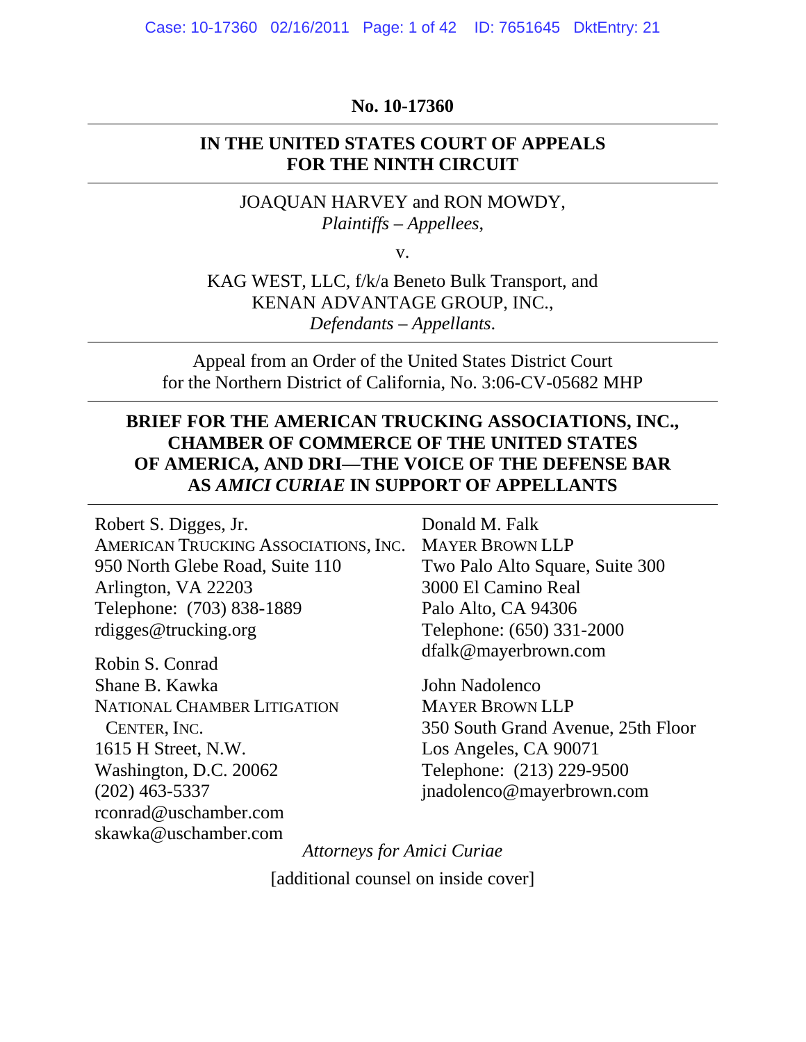No. 10-17360

**IN THE UNITED STATES COURT OF APPEALS FOR THE NINTH CIRCUIT**

JOAQUAN HARVEY and RON MOWDY,
*Plaintiffs – Appellees*,

v.

KAG WEST, LLC, f/k/a Beneto Bulk Transport, and
KENAN ADVANTAGE GROUP, INC.,
*Defendants – Appellants*.

Appeal from an Order of the United States District Court
for the Northern District of California, No. 3:06-CV-05682 MHP

**BRIEF FOR THE AMERICAN TRUCKING ASSOCIATIONS, INC., CHAMBER OF COMMERCE OF THE UNITED STATES OF AMERICA, AND DRI—THE VOICE OF THE DEFENSE BAR AS *AMICI CURIAE* IN SUPPORT OF APPELLANTS**

Robert S. Digges, Jr.
AMERICAN TRUCKING ASSOCIATIONS, INC.
950 North Glebe Road, Suite 110
Arlington, VA 22203
Telephone: (703) 838-1889
rdigges@trucking.org

Robin S. Conrad
Shane B. Kawka
NATIONAL CHAMBER LITIGATION CENTER, INC.
1615 H Street, N.W.
Washington, D.C. 20062
(202) 463-5337
rconrad@uschamber.com
skawka@uschamber.com

Donald M. Falk
MAYER BROWN LLP
Two Palo Alto Square, Suite 300
3000 El Camino Real
Palo Alto, CA 94306
Telephone: (650) 331-2000
dfalk@mayerbrown.com

John Nadolenco
MAYER BROWN LLP
350 South Grand Avenue, 25th Floor
Los Angeles, CA 90071
Telephone: (213) 229-9500
jnadolenco@mayerbrown.com

*Attorneys for Amici Curiae*

[additional counsel on inside cover]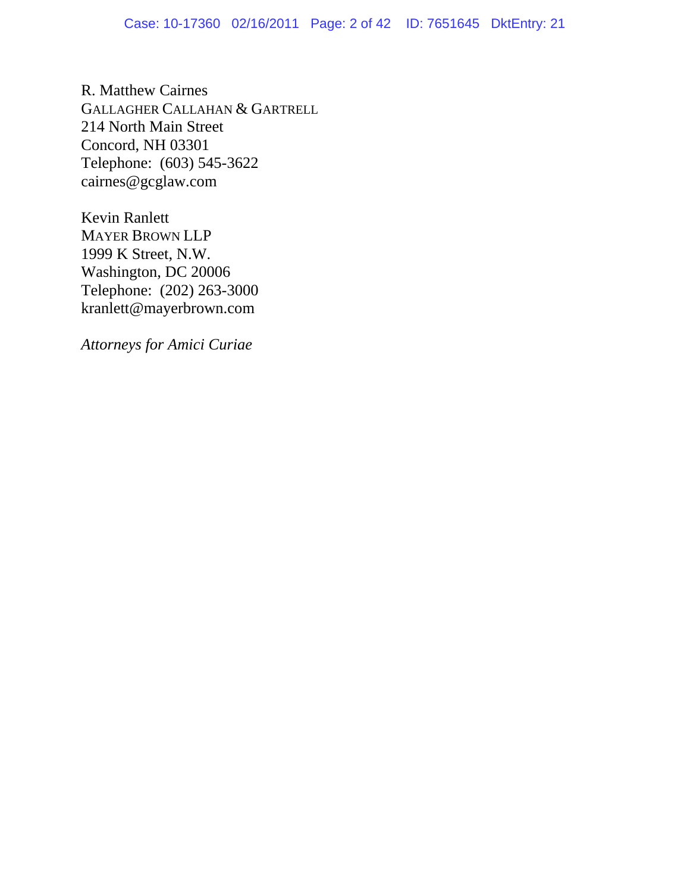R. Matthew Cairnes
GALLAGHER CALLAHAN & GARTRELL
214 North Main Street
Concord, NH 03301
Telephone: (603) 545-3622
cairnes@gcglaw.com

Kevin Ranlett
MAYER BROWN LLP
1999 K Street, N.W.
Washington, DC 20006
Telephone: (202) 263-3000
kranlett@mayerbrown.com

*Attorneys for Amici Curiae*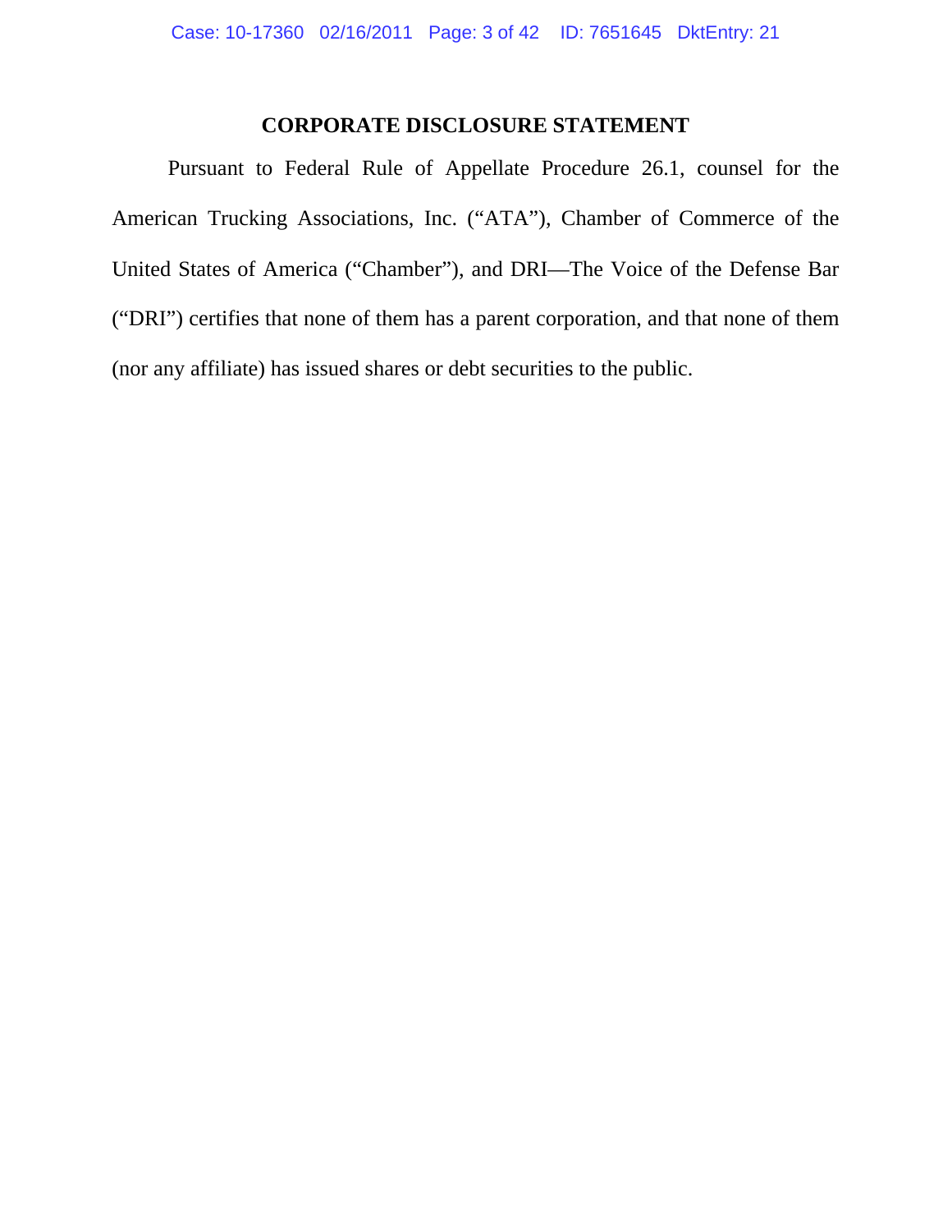## CORPORATE DISCLOSURE STATEMENT

Pursuant to Federal Rule of Appellate Procedure 26.1, counsel for the American Trucking Associations, Inc. ("ATA"), Chamber of Commerce of the United States of America ("Chamber"), and DRI—The Voice of the Defense Bar ("DRI") certifies that none of them has a parent corporation, and that none of them (nor any affiliate) has issued shares or debt securities to the public.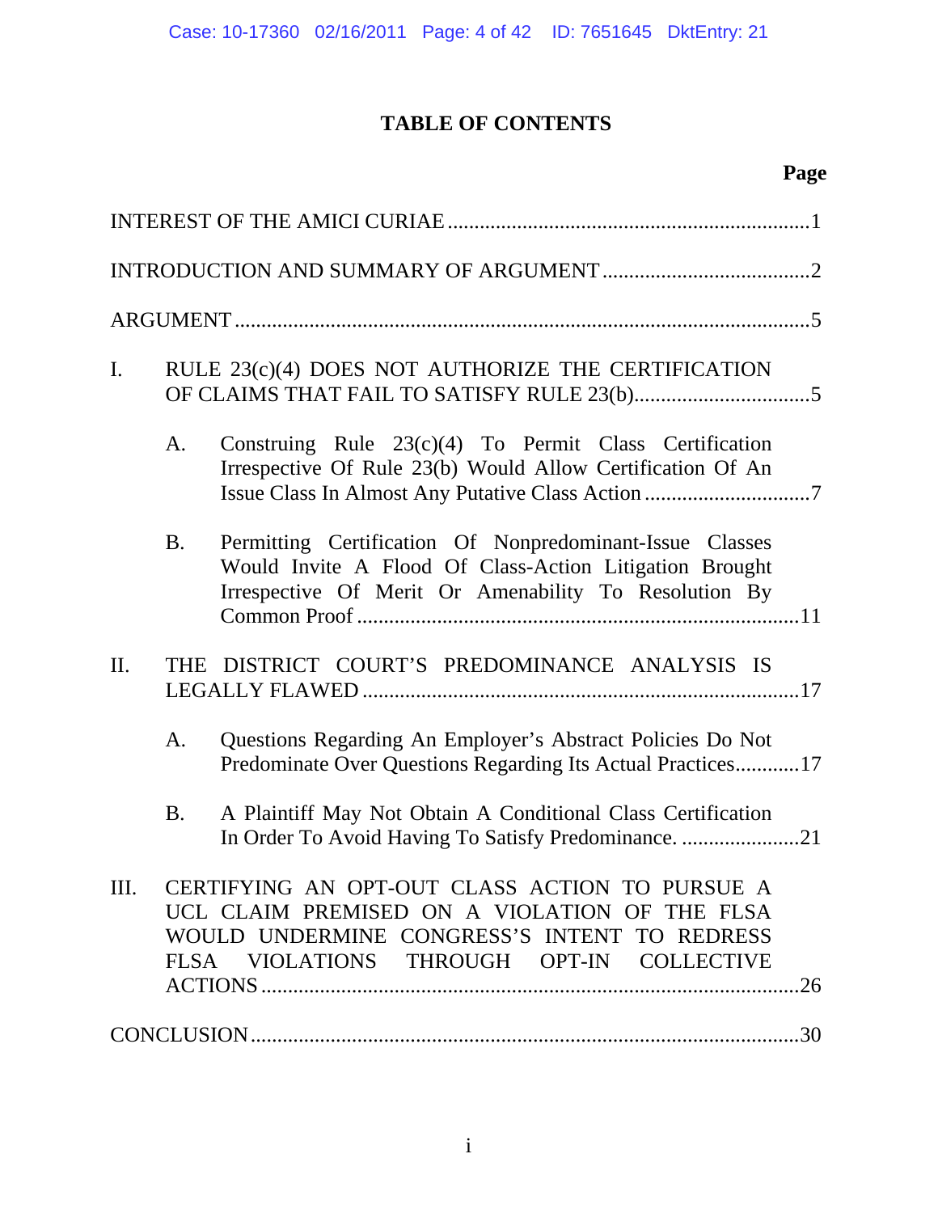# TABLE OF CONTENTS

| | Page |
|---|---|
| INTEREST OF THE AMICI CURIAE | 1 |
| INTRODUCTION AND SUMMARY OF ARGUMENT | 2 |
| ARGUMENT | 5 |
| I. RULE 23(c)(4) DOES NOT AUTHORIZE THE CERTIFICATION OF CLAIMS THAT FAIL TO SATISFY RULE 23(b) | 5 |
| A. Construing Rule 23(c)(4) To Permit Class Certification Irrespective Of Rule 23(b) Would Allow Certification Of An Issue Class In Almost Any Putative Class Action | 7 |
| B. Permitting Certification Of Nonpredominant-Issue Classes Would Invite A Flood Of Class-Action Litigation Brought Irrespective Of Merit Or Amenability To Resolution By Common Proof | 11 |
| II. THE DISTRICT COURT'S PREDOMINANCE ANALYSIS IS LEGALLY FLAWED | 17 |
| A. Questions Regarding An Employer's Abstract Policies Do Not Predominate Over Questions Regarding Its Actual Practices | 17 |
| B. A Plaintiff May Not Obtain A Conditional Class Certification In Order To Avoid Having To Satisfy Predominance. | 21 |
| III. CERTIFYING AN OPT-OUT CLASS ACTION TO PURSUE A UCL CLAIM PREMISED ON A VIOLATION OF THE FLSA WOULD UNDERMINE CONGRESS'S INTENT TO REDRESS FLSA VIOLATIONS THROUGH OPT-IN COLLECTIVE ACTIONS | 26 |
| CONCLUSION | 30 |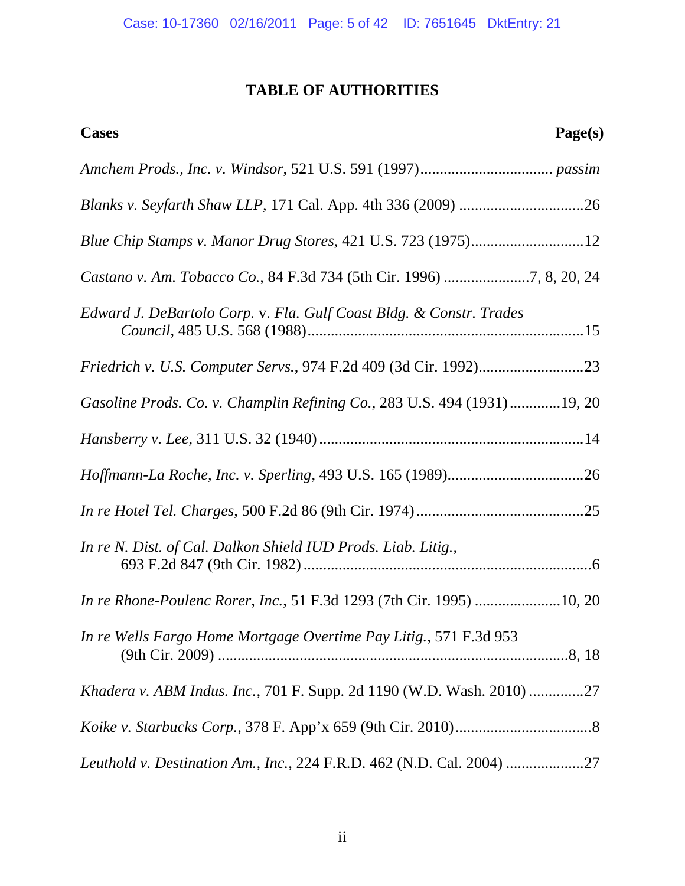# TABLE OF AUTHORITIES

**Cases** **Page(s)**

*Amchem Prods., Inc. v. Windsor*, 521 U.S. 591 (1997).................................. *passim*

*Blanks v. Seyfarth Shaw LLP*, 171 Cal. App. 4th 336 (2009) ................................26

*Blue Chip Stamps v. Manor Drug Stores*, 421 U.S. 723 (1975).............................12

*Castano v. Am. Tobacco Co.*, 84 F.3d 734 (5th Cir. 1996) ......................7, 8, 20, 24

*Edward J. DeBartolo Corp.* v. *Fla. Gulf Coast Bldg. & Constr. Trades Council*, 485 U.S. 568 (1988).......................................................................15

*Friedrich v. U.S. Computer Servs.*, 974 F.2d 409 (3d Cir. 1992)...........................23

*Gasoline Prods. Co. v. Champlin Refining Co.*, 283 U.S. 494 (1931).............19, 20

*Hansberry v. Lee*, 311 U.S. 32 (1940) ....................................................................14

*Hoffmann-La Roche, Inc. v. Sperling*, 493 U.S. 165 (1989)...................................26

*In re Hotel Tel. Charges*, 500 F.2d 86 (9th Cir. 1974)............................................25

*In re N. Dist. of Cal. Dalkon Shield IUD Prods. Liab. Litig.*, 693 F.2d 847 (9th Cir. 1982) ..........................................................................6

*In re Rhone-Poulenc Rorer, Inc.*, 51 F.3d 1293 (7th Cir. 1995) ......................10, 20

*In re Wells Fargo Home Mortgage Overtime Pay Litig.*, 571 F.3d 953 (9th Cir. 2009) ..........................................................................................8, 18

*Khadera v. ABM Indus. Inc.*, 701 F. Supp. 2d 1190 (W.D. Wash. 2010) ..............27

*Koike v. Starbucks Corp.*, 378 F. App'x 659 (9th Cir. 2010)...................................8

*Leuthold v. Destination Am., Inc.*, 224 F.R.D. 462 (N.D. Cal. 2004) ....................27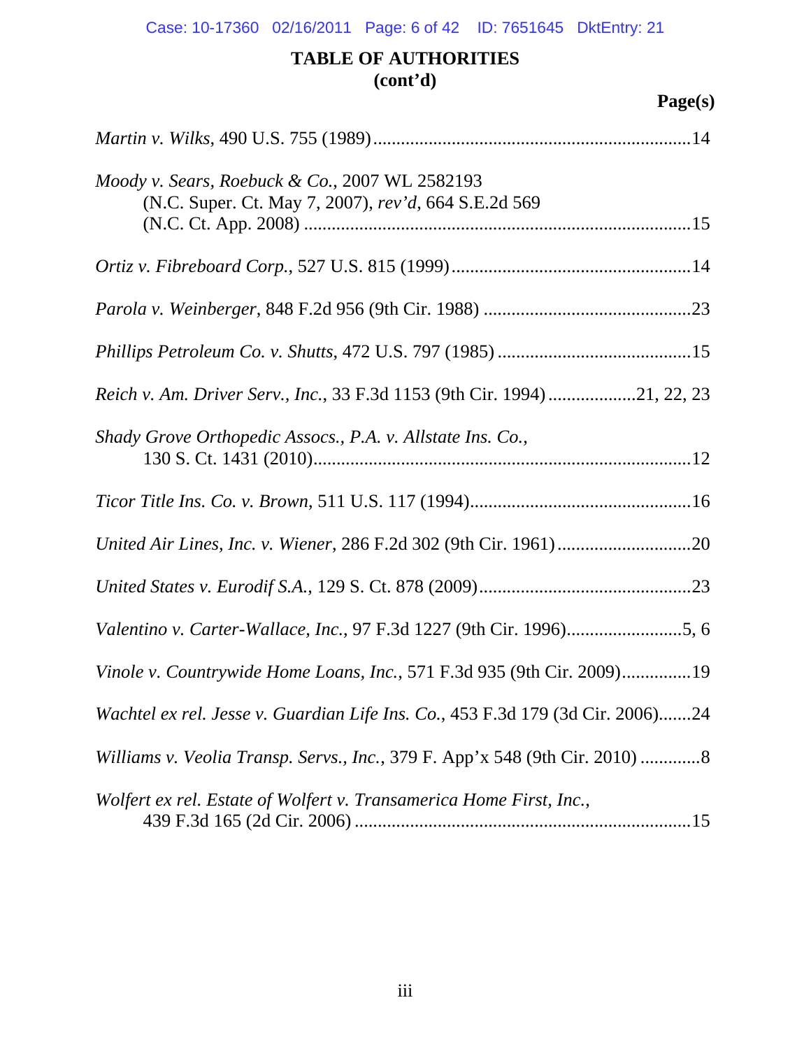# TABLE OF AUTHORITIES (cont'd)

**Page(s)**

*Martin v. Wilks*, 490 U.S. 755 (1989) .....................................................................14

*Moody v. Sears, Roebuck & Co.*, 2007 WL 2582193 (N.C. Super. Ct. May 7, 2007), *rev'd*, 664 S.E.2d 569 (N.C. Ct. App. 2008) ..........................................................................15

*Ortiz v. Fibreboard Corp.*, 527 U.S. 815 (1999) ....................................................14

*Parola v. Weinberger*, 848 F.2d 956 (9th Cir. 1988) .............................................23

*Phillips Petroleum Co. v. Shutts*, 472 U.S. 797 (1985) ...........................................15

*Reich v. Am. Driver Serv., Inc.*, 33 F.3d 1153 (9th Cir. 1994) ...................21, 22, 23

*Shady Grove Orthopedic Assocs., P.A. v. Allstate Ins. Co.*, 130 S. Ct. 1431 (2010)..................................................................................12

*Ticor Title Ins. Co. v. Brown*, 511 U.S. 117 (1994).................................................16

*United Air Lines, Inc. v. Wiener*, 286 F.2d 302 (9th Cir. 1961) .............................20

*United States v. Eurodif S.A.*, 129 S. Ct. 878 (2009)...............................................23

*Valentino v. Carter-Wallace, Inc.*, 97 F.3d 1227 (9th Cir. 1996).........................5, 6

*Vinole v. Countrywide Home Loans, Inc.*, 571 F.3d 935 (9th Cir. 2009)...............19

*Wachtel ex rel. Jesse v. Guardian Life Ins. Co.*, 453 F.3d 179 (3d Cir. 2006).......24

*Williams v. Veolia Transp. Servs., Inc.*, 379 F. App'x 548 (9th Cir. 2010) .............8

*Wolfert ex rel. Estate of Wolfert v. Transamerica Home First, Inc.*, 439 F.3d 165 (2d Cir. 2006) .........................................................................15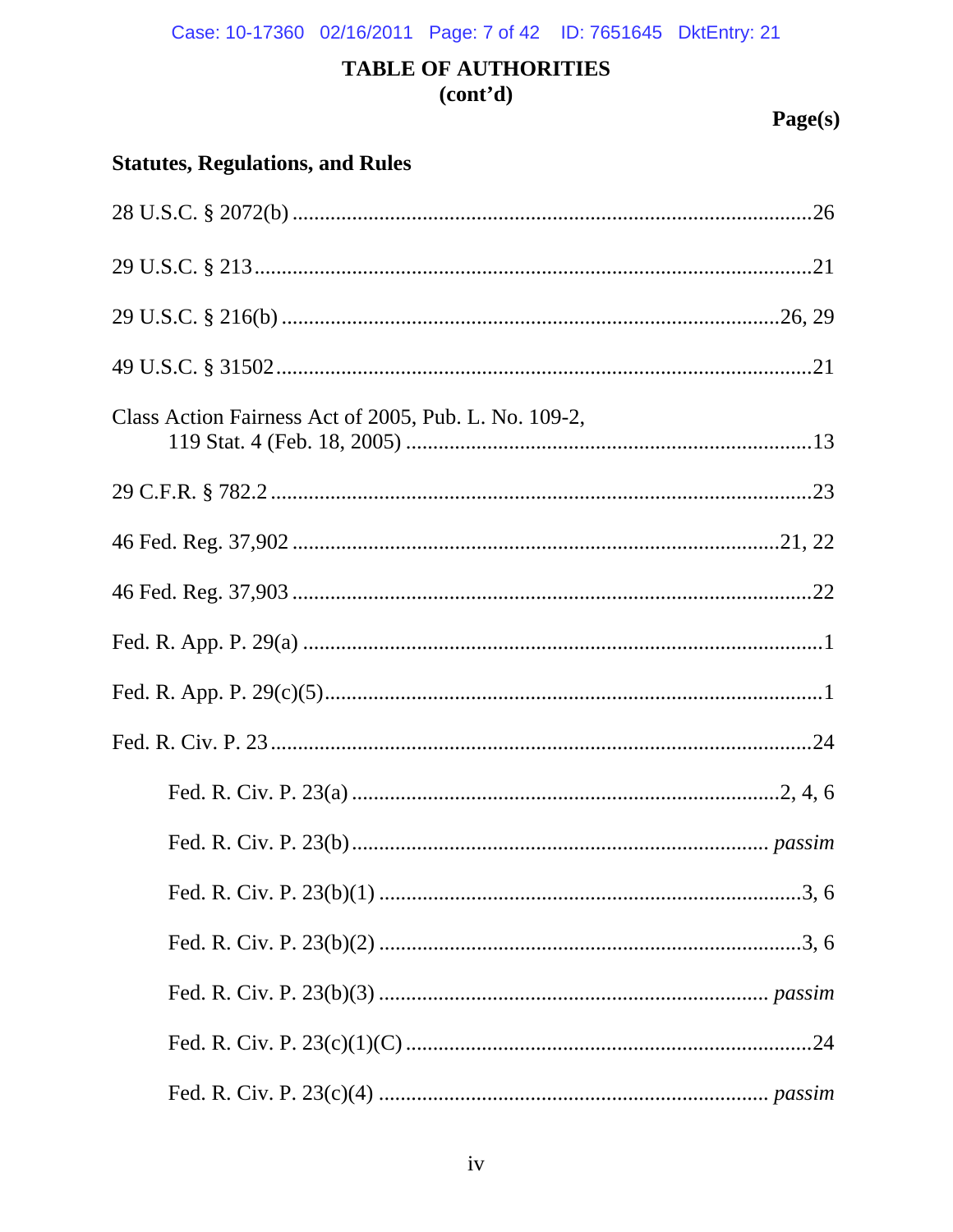# TABLE OF AUTHORITIES
(cont'd)

Page(s)

**Statutes, Regulations, and Rules**

28 U.S.C. § 2072(b) ........................................................................................26

29 U.S.C. § 213 ...............................................................................................21

29 U.S.C. § 216(b) ....................................................................................26, 29

49 U.S.C. § 31502 ...........................................................................................21

Class Action Fairness Act of 2005, Pub. L. No. 109-2,
    119 Stat. 4 (Feb. 18, 2005) ........................................................................13

29 C.F.R. § 782.2 .............................................................................................23

46 Fed. Reg. 37,902 ...................................................................................21, 22

46 Fed. Reg. 37,903 ..........................................................................................22

Fed. R. App. P. 29(a) ..........................................................................................1

Fed. R. App. P. 29(c)(5).......................................................................................1

Fed. R. Civ. P. 23 ..............................................................................................24

    Fed. R. Civ. P. 23(a) ..............................................................................2, 4, 6

    Fed. R. Civ. P. 23(b) ...................................................................... *passim*

    Fed. R. Civ. P. 23(b)(1) .............................................................................3, 6

    Fed. R. Civ. P. 23(b)(2) .............................................................................3, 6

    Fed. R. Civ. P. 23(b)(3) .................................................................. *passim*

    Fed. R. Civ. P. 23(c)(1)(C) .........................................................................24

    Fed. R. Civ. P. 23(c)(4) .................................................................. *passim*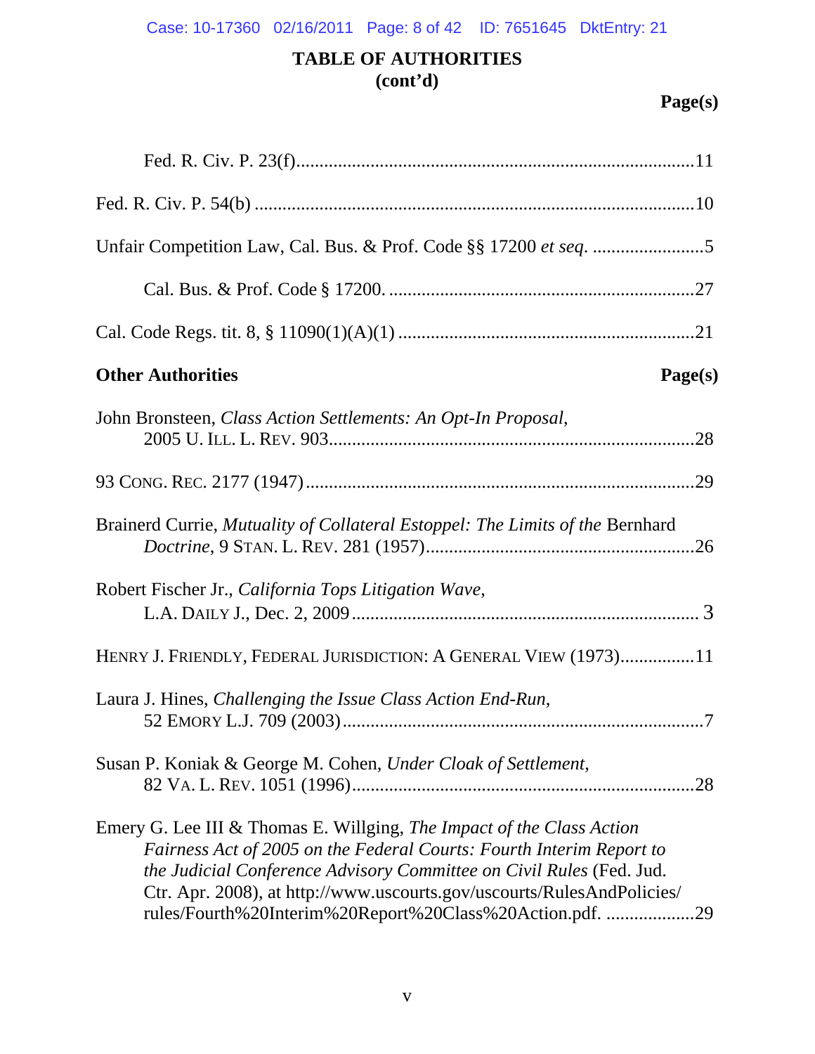# TABLE OF AUTHORITIES (cont'd)

**Page(s)**

Fed. R. Civ. P. 23(f)......................................................................................11

Fed. R. Civ. P. 54(b) ..............................................................................................10

Unfair Competition Law, Cal. Bus. & Prof. Code §§ 17200 *et seq*. ........................5

Cal. Bus. & Prof. Code § 17200. ..................................................................27

Cal. Code Regs. tit. 8, § 11090(1)(A)(1) ................................................................21

**Other Authorities** **Page(s)**

John Bronsteen, *Class Action Settlements: An Opt-In Proposal*, 2005 U. ILL. L. REV. 903...............................................................................28

93 CONG. REC. 2177 (1947)....................................................................................29

Brainerd Currie, *Mutuality of Collateral Estoppel: The Limits of the* Bernhard *Doctrine*, 9 STAN. L. REV. 281 (1957)..........................................................26

Robert Fischer Jr., *California Tops Litigation Wave*, L.A. DAILY J., Dec. 2, 2009........................................................................... 3

HENRY J. FRIENDLY, FEDERAL JURISDICTION: A GENERAL VIEW (1973)................11

Laura J. Hines, *Challenging the Issue Class Action End-Run*, 52 EMORY L.J. 709 (2003).............................................................................7

Susan P. Koniak & George M. Cohen, *Under Cloak of Settlement*, 82 VA. L. REV. 1051 (1996)..........................................................................28

Emery G. Lee III & Thomas E. Willging, *The Impact of the Class Action Fairness Act of 2005 on the Federal Courts: Fourth Interim Report to the Judicial Conference Advisory Committee on Civil Rules* (Fed. Jud. Ctr. Apr. 2008), at http://www.uscourts.gov/uscourts/RulesAndPolicies/rules/Fourth%20Interim%20Report%20Class%20Action.pdf. ...................29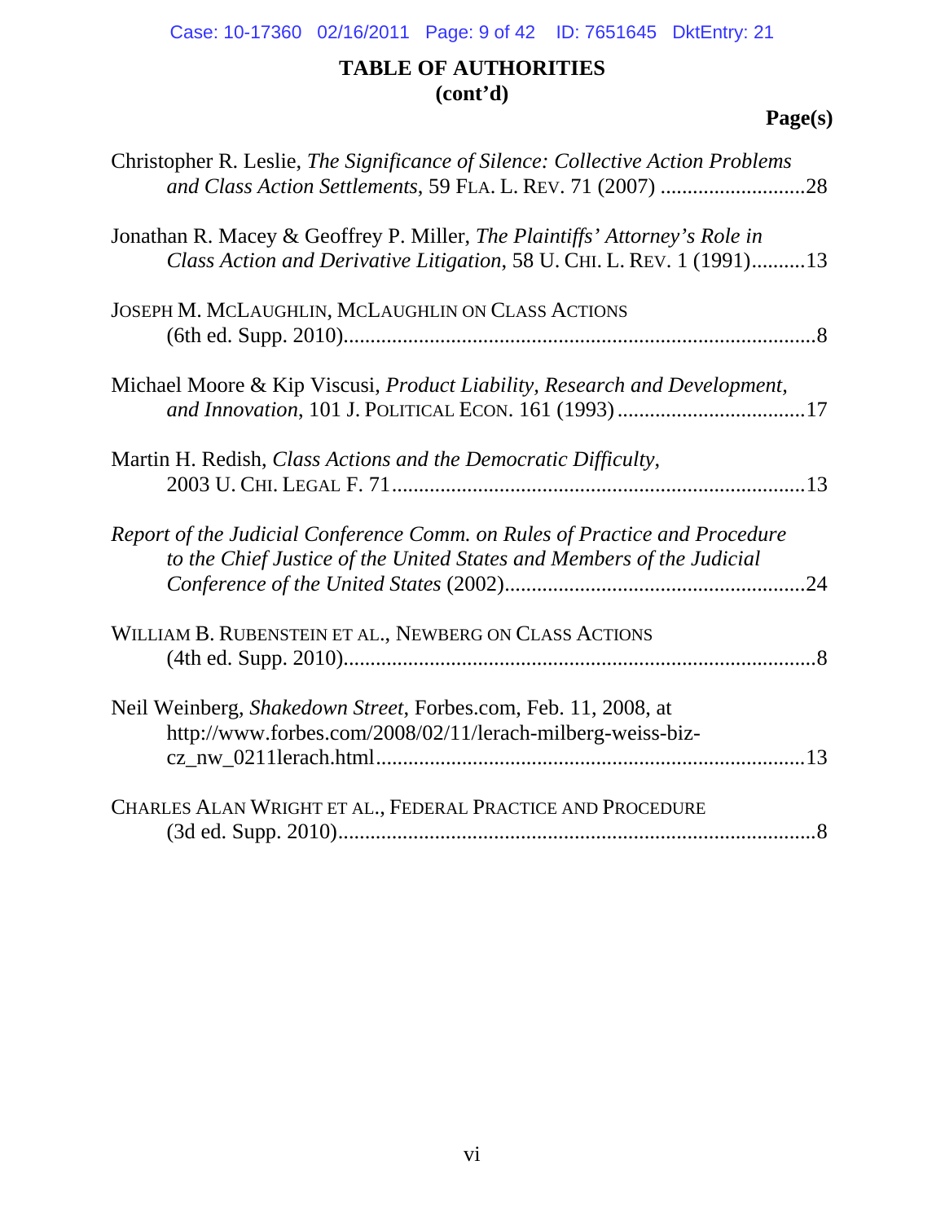## TABLE OF AUTHORITIES (cont'd)

**Page(s)**

Christopher R. Leslie, *The Significance of Silence: Collective Action Problems and Class Action Settlements*, 59 FLA. L. REV. 71 (2007) ...........................28

Jonathan R. Macey & Geoffrey P. Miller, *The Plaintiffs' Attorney's Role in Class Action and Derivative Litigation*, 58 U. CHI. L. REV. 1 (1991)..........13

JOSEPH M. MCLAUGHLIN, MCLAUGHLIN ON CLASS ACTIONS (6th ed. Supp. 2010)........................................................................................8

Michael Moore & Kip Viscusi, *Product Liability, Research and Development, and Innovation*, 101 J. POLITICAL ECON. 161 (1993) ...................................17

Martin H. Redish, *Class Actions and the Democratic Difficulty*, 2003 U. CHI. LEGAL F. 71.............................................................................13

*Report of the Judicial Conference Comm. on Rules of Practice and Procedure to the Chief Justice of the United States and Members of the Judicial Conference of the United States* (2002)........................................................24

WILLIAM B. RUBENSTEIN ET AL., NEWBERG ON CLASS ACTIONS (4th ed. Supp. 2010)........................................................................................8

Neil Weinberg, *Shakedown Street*, Forbes.com, Feb. 11, 2008, at http://www.forbes.com/2008/02/11/lerach-milberg-weiss-biz-cz_nw_0211lerach.html...............................................................................13

CHARLES ALAN WRIGHT ET AL., FEDERAL PRACTICE AND PROCEDURE (3d ed. Supp. 2010)........................................................................................8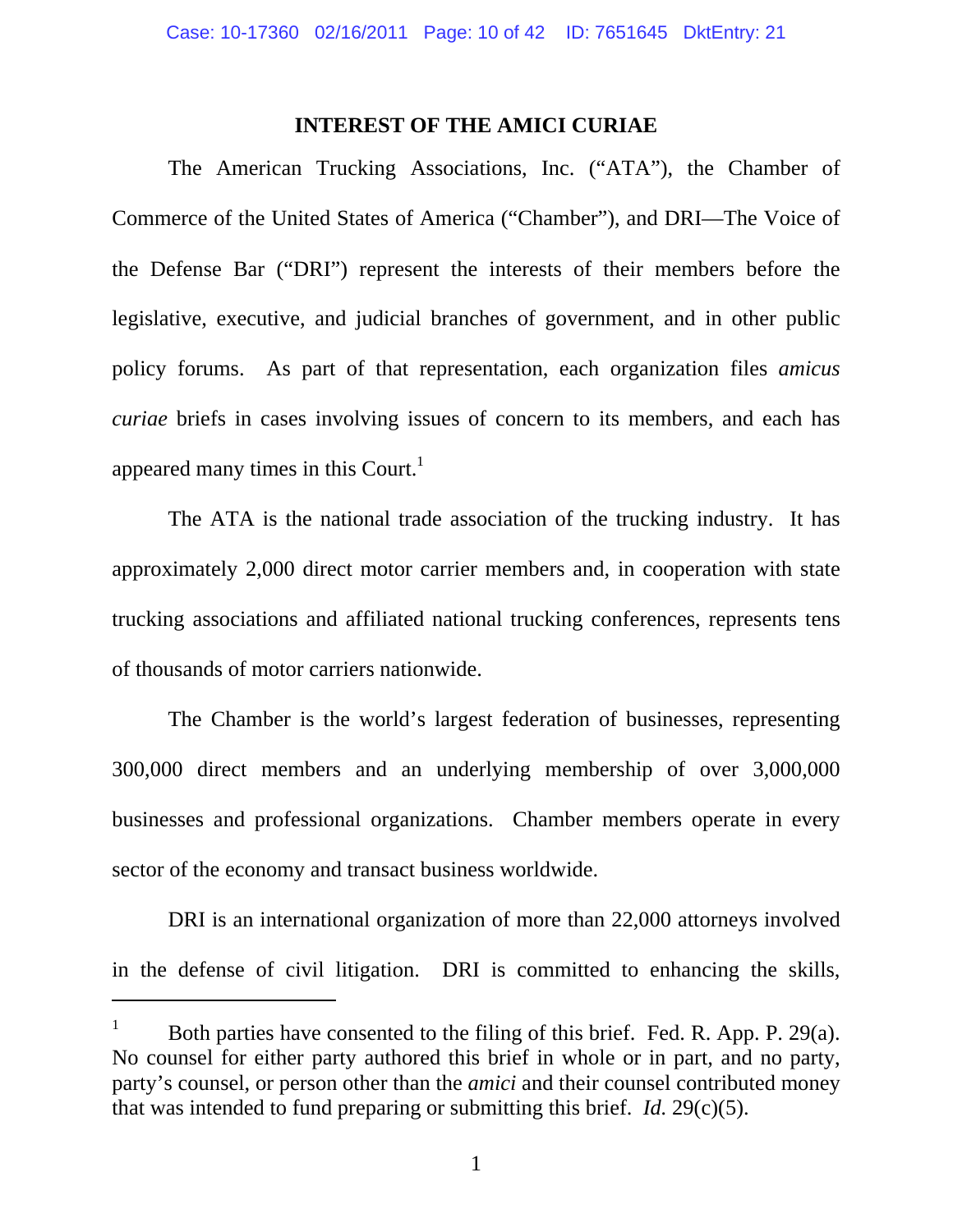# INTEREST OF THE AMICI CURIAE

The American Trucking Associations, Inc. ("ATA"), the Chamber of Commerce of the United States of America ("Chamber"), and DRI—The Voice of the Defense Bar ("DRI") represent the interests of their members before the legislative, executive, and judicial branches of government, and in other public policy forums. As part of that representation, each organization files *amicus curiae* briefs in cases involving issues of concern to its members, and each has appeared many times in this Court.[1]

The ATA is the national trade association of the trucking industry. It has approximately 2,000 direct motor carrier members and, in cooperation with state trucking associations and affiliated national trucking conferences, represents tens of thousands of motor carriers nationwide.

The Chamber is the world's largest federation of businesses, representing 300,000 direct members and an underlying membership of over 3,000,000 businesses and professional organizations. Chamber members operate in every sector of the economy and transact business worldwide.

DRI is an international organization of more than 22,000 attorneys involved in the defense of civil litigation. DRI is committed to enhancing the skills,

---

[1] Both parties have consented to the filing of this brief. Fed. R. App. P. 29(a). No counsel for either party authored this brief in whole or in part, and no party, party's counsel, or person other than the *amici* and their counsel contributed money that was intended to fund preparing or submitting this brief. *Id.* 29(c)(5).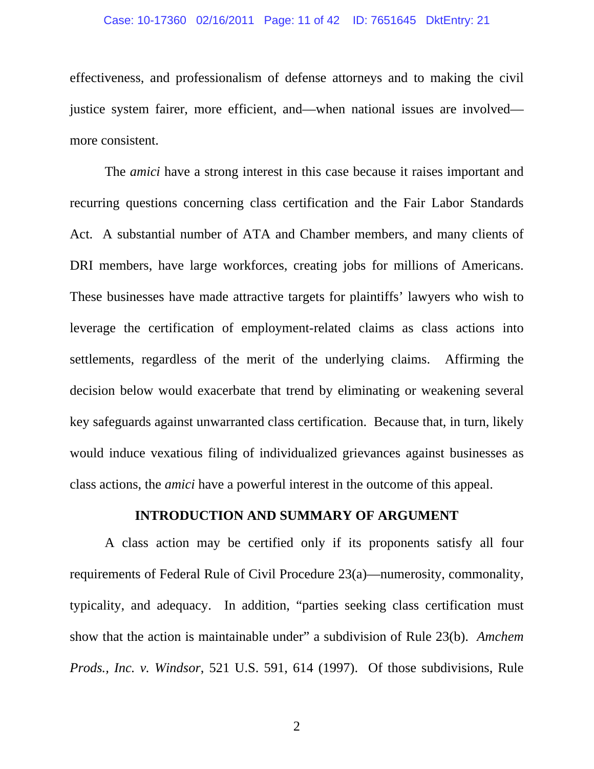effectiveness, and professionalism of defense attorneys and to making the civil justice system fairer, more efficient, and—when national issues are involved—more consistent.

The *amici* have a strong interest in this case because it raises important and recurring questions concerning class certification and the Fair Labor Standards Act. A substantial number of ATA and Chamber members, and many clients of DRI members, have large workforces, creating jobs for millions of Americans. These businesses have made attractive targets for plaintiffs' lawyers who wish to leverage the certification of employment-related claims as class actions into settlements, regardless of the merit of the underlying claims. Affirming the decision below would exacerbate that trend by eliminating or weakening several key safeguards against unwarranted class certification. Because that, in turn, likely would induce vexatious filing of individualized grievances against businesses as class actions, the *amici* have a powerful interest in the outcome of this appeal.

## INTRODUCTION AND SUMMARY OF ARGUMENT

A class action may be certified only if its proponents satisfy all four requirements of Federal Rule of Civil Procedure 23(a)—numerosity, commonality, typicality, and adequacy. In addition, "parties seeking class certification must show that the action is maintainable under" a subdivision of Rule 23(b). *Amchem Prods., Inc. v. Windsor*, 521 U.S. 591, 614 (1997). Of those subdivisions, Rule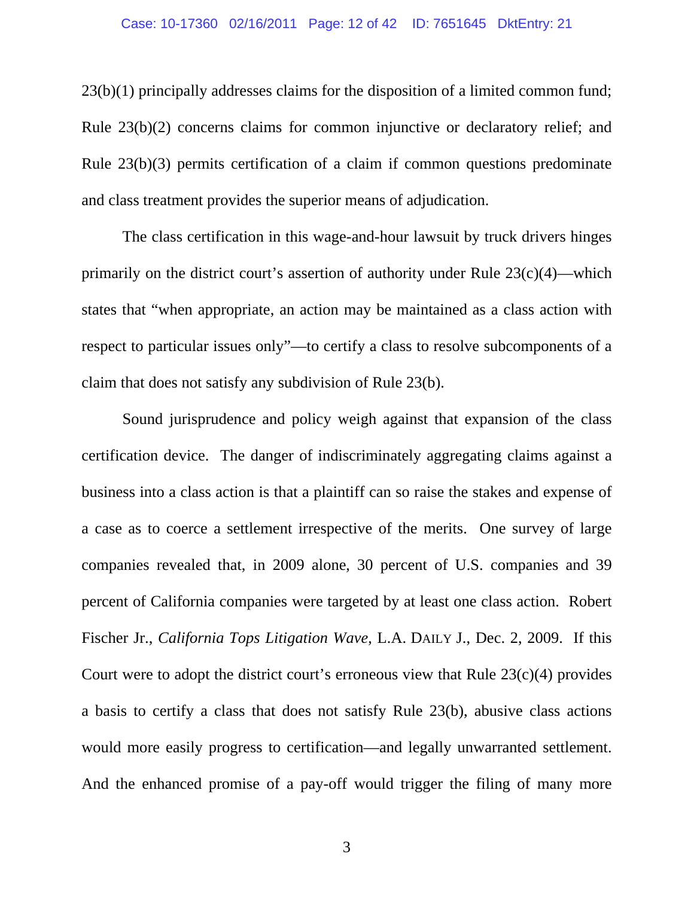23(b)(1) principally addresses claims for the disposition of a limited common fund; Rule 23(b)(2) concerns claims for common injunctive or declaratory relief; and Rule 23(b)(3) permits certification of a claim if common questions predominate and class treatment provides the superior means of adjudication.

The class certification in this wage-and-hour lawsuit by truck drivers hinges primarily on the district court's assertion of authority under Rule 23(c)(4)—which states that "when appropriate, an action may be maintained as a class action with respect to particular issues only"—to certify a class to resolve subcomponents of a claim that does not satisfy any subdivision of Rule 23(b).

Sound jurisprudence and policy weigh against that expansion of the class certification device. The danger of indiscriminately aggregating claims against a business into a class action is that a plaintiff can so raise the stakes and expense of a case as to coerce a settlement irrespective of the merits. One survey of large companies revealed that, in 2009 alone, 30 percent of U.S. companies and 39 percent of California companies were targeted by at least one class action. Robert Fischer Jr., *California Tops Litigation Wave*, L.A. DAILY J., Dec. 2, 2009. If this Court were to adopt the district court's erroneous view that Rule 23(c)(4) provides a basis to certify a class that does not satisfy Rule 23(b), abusive class actions would more easily progress to certification—and legally unwarranted settlement. And the enhanced promise of a pay-off would trigger the filing of many more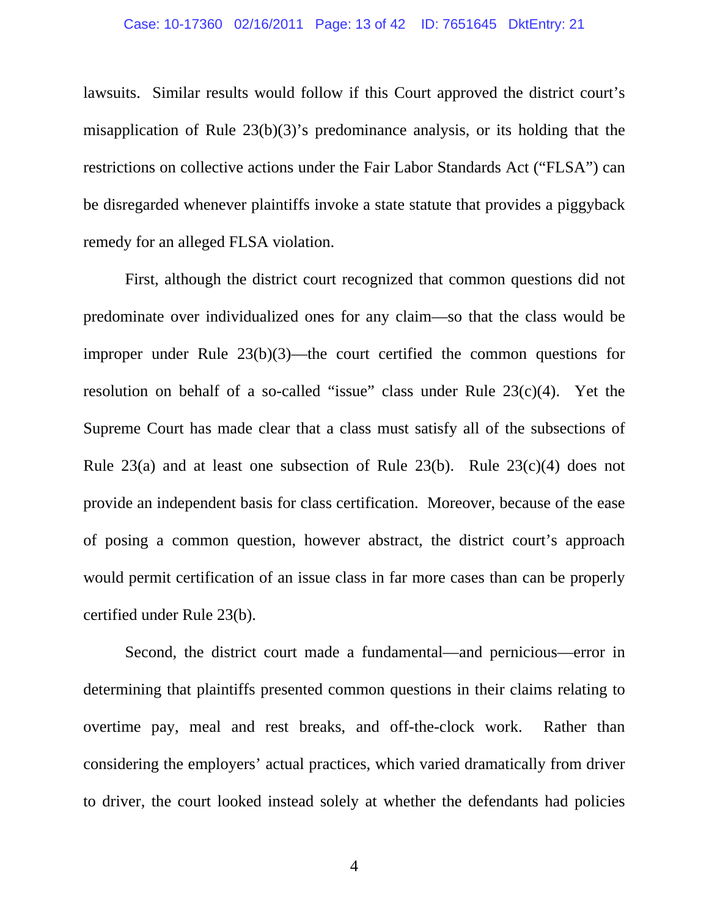lawsuits. Similar results would follow if this Court approved the district court's misapplication of Rule 23(b)(3)'s predominance analysis, or its holding that the restrictions on collective actions under the Fair Labor Standards Act ("FLSA") can be disregarded whenever plaintiffs invoke a state statute that provides a piggyback remedy for an alleged FLSA violation.

First, although the district court recognized that common questions did not predominate over individualized ones for any claim—so that the class would be improper under Rule 23(b)(3)—the court certified the common questions for resolution on behalf of a so-called "issue" class under Rule 23(c)(4). Yet the Supreme Court has made clear that a class must satisfy all of the subsections of Rule 23(a) and at least one subsection of Rule 23(b). Rule 23(c)(4) does not provide an independent basis for class certification. Moreover, because of the ease of posing a common question, however abstract, the district court's approach would permit certification of an issue class in far more cases than can be properly certified under Rule 23(b).

Second, the district court made a fundamental—and pernicious—error in determining that plaintiffs presented common questions in their claims relating to overtime pay, meal and rest breaks, and off-the-clock work. Rather than considering the employers' actual practices, which varied dramatically from driver to driver, the court looked instead solely at whether the defendants had policies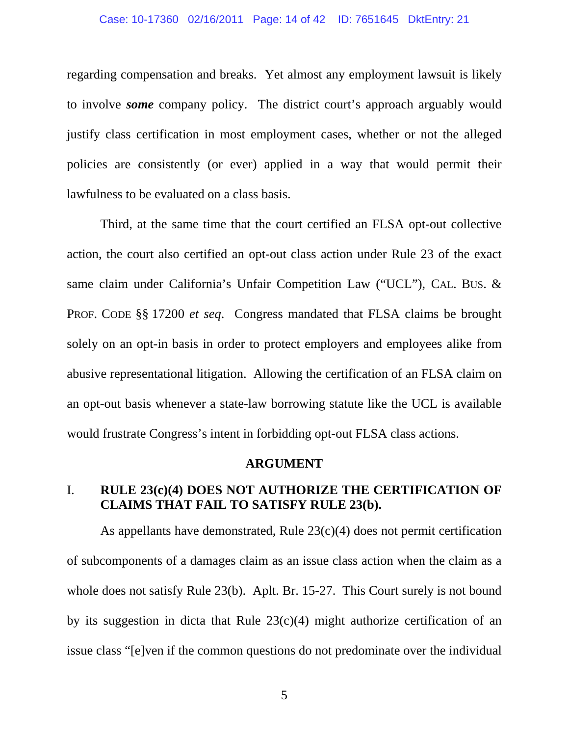regarding compensation and breaks. Yet almost any employment lawsuit is likely to involve ***some*** company policy. The district court's approach arguably would justify class certification in most employment cases, whether or not the alleged policies are consistently (or ever) applied in a way that would permit their lawfulness to be evaluated on a class basis.

Third, at the same time that the court certified an FLSA opt-out collective action, the court also certified an opt-out class action under Rule 23 of the exact same claim under California's Unfair Competition Law ("UCL"), CAL. BUS. & PROF. CODE §§ 17200 *et seq*. Congress mandated that FLSA claims be brought solely on an opt-in basis in order to protect employers and employees alike from abusive representational litigation. Allowing the certification of an FLSA claim on an opt-out basis whenever a state-law borrowing statute like the UCL is available would frustrate Congress's intent in forbidding opt-out FLSA class actions.

## ARGUMENT

### I. RULE 23(c)(4) DOES NOT AUTHORIZE THE CERTIFICATION OF CLAIMS THAT FAIL TO SATISFY RULE 23(b).

As appellants have demonstrated, Rule 23(c)(4) does not permit certification of subcomponents of a damages claim as an issue class action when the claim as a whole does not satisfy Rule 23(b). Aplt. Br. 15-27. This Court surely is not bound by its suggestion in dicta that Rule 23(c)(4) might authorize certification of an issue class "[e]ven if the common questions do not predominate over the individual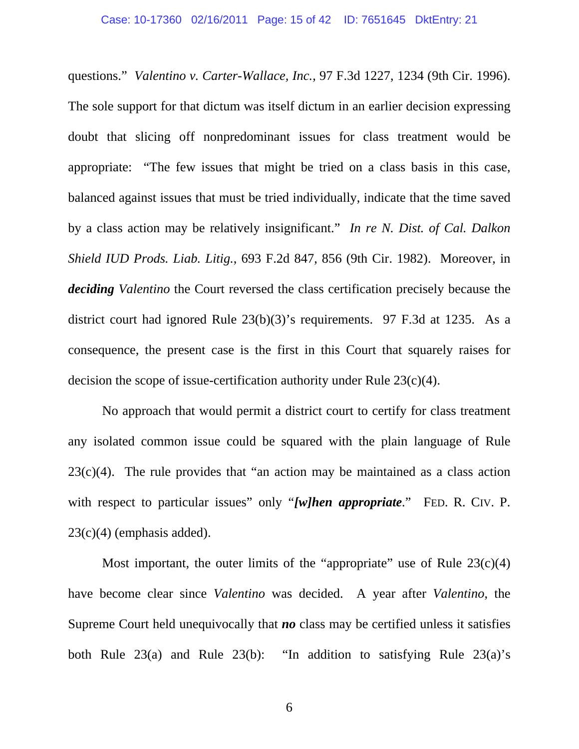questions." *Valentino v. Carter-Wallace, Inc.*, 97 F.3d 1227, 1234 (9th Cir. 1996). The sole support for that dictum was itself dictum in an earlier decision expressing doubt that slicing off nonpredominant issues for class treatment would be appropriate: "The few issues that might be tried on a class basis in this case, balanced against issues that must be tried individually, indicate that the time saved by a class action may be relatively insignificant." *In re N. Dist. of Cal. Dalkon Shield IUD Prods. Liab. Litig.*, 693 F.2d 847, 856 (9th Cir. 1982). Moreover, in ***deciding*** *Valentino* the Court reversed the class certification precisely because the district court had ignored Rule 23(b)(3)'s requirements. 97 F.3d at 1235. As a consequence, the present case is the first in this Court that squarely raises for decision the scope of issue-certification authority under Rule 23(c)(4).

No approach that would permit a district court to certify for class treatment any isolated common issue could be squared with the plain language of Rule 23(c)(4). The rule provides that "an action may be maintained as a class action with respect to particular issues" only "***[w]hen appropriate***." FED. R. CIV. P. 23(c)(4) (emphasis added).

Most important, the outer limits of the "appropriate" use of Rule 23(c)(4) have become clear since *Valentino* was decided. A year after *Valentino*, the Supreme Court held unequivocally that ***no*** class may be certified unless it satisfies both Rule 23(a) and Rule 23(b): "In addition to satisfying Rule 23(a)'s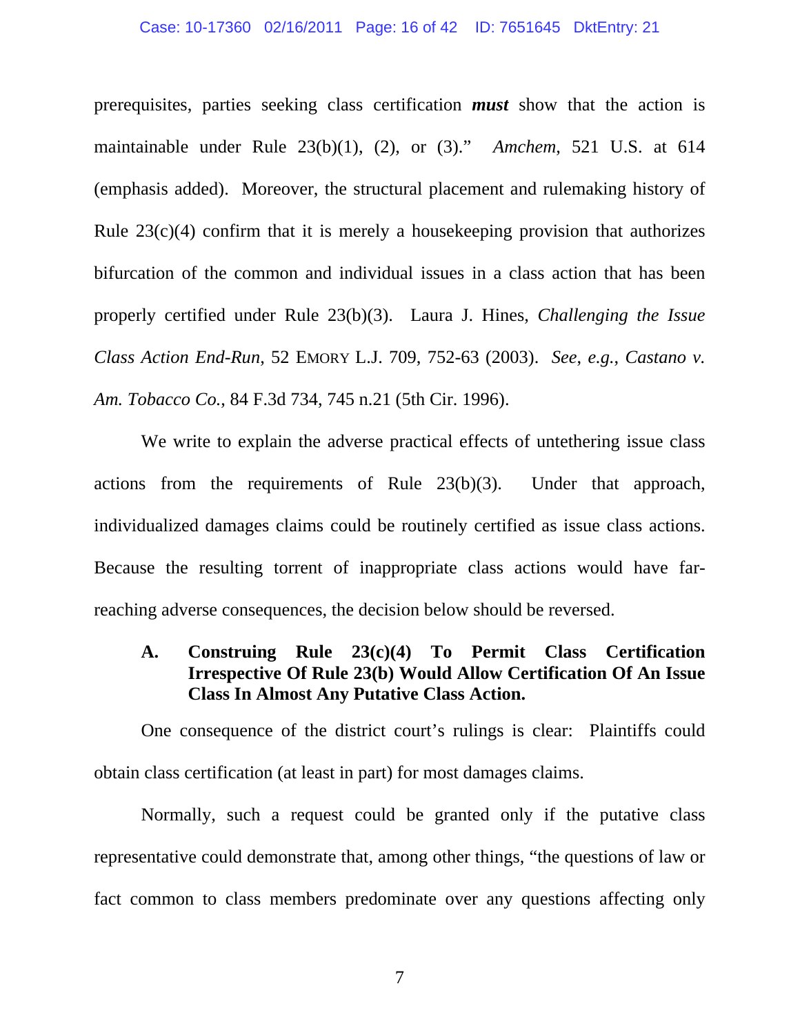prerequisites, parties seeking class certification ***must*** show that the action is maintainable under Rule 23(b)(1), (2), or (3)." *Amchem*, 521 U.S. at 614 (emphasis added). Moreover, the structural placement and rulemaking history of Rule 23(c)(4) confirm that it is merely a housekeeping provision that authorizes bifurcation of the common and individual issues in a class action that has been properly certified under Rule 23(b)(3). Laura J. Hines, *Challenging the Issue Class Action End-Run*, 52 EMORY L.J. 709, 752-63 (2003). *See, e.g.*, *Castano v. Am. Tobacco Co.*, 84 F.3d 734, 745 n.21 (5th Cir. 1996).

We write to explain the adverse practical effects of untethering issue class actions from the requirements of Rule 23(b)(3). Under that approach, individualized damages claims could be routinely certified as issue class actions. Because the resulting torrent of inappropriate class actions would have far-reaching adverse consequences, the decision below should be reversed.

### A. Construing Rule 23(c)(4) To Permit Class Certification Irrespective Of Rule 23(b) Would Allow Certification Of An Issue Class In Almost Any Putative Class Action.

One consequence of the district court's rulings is clear: Plaintiffs could obtain class certification (at least in part) for most damages claims.

Normally, such a request could be granted only if the putative class representative could demonstrate that, among other things, "the questions of law or fact common to class members predominate over any questions affecting only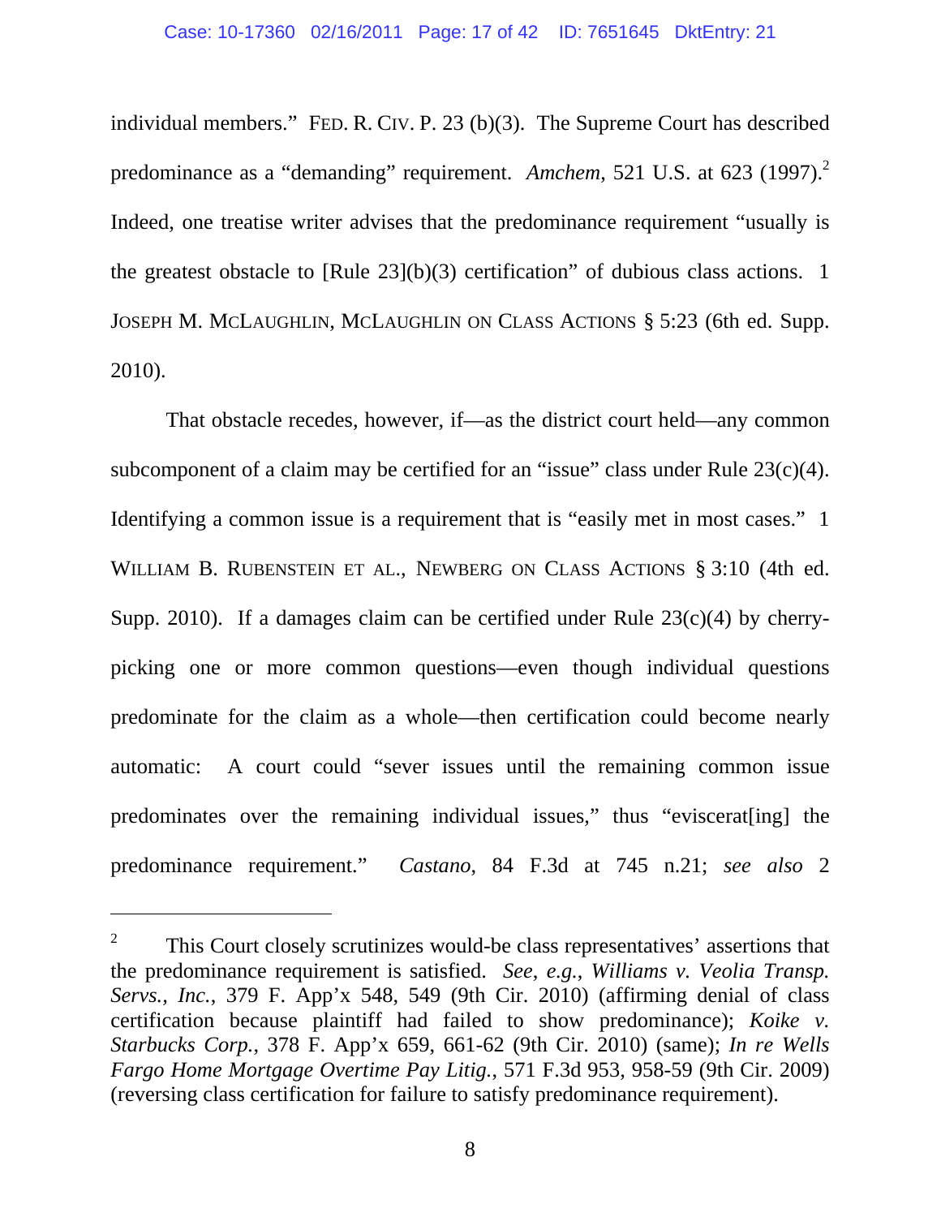individual members." FED. R. CIV. P. 23 (b)(3). The Supreme Court has described predominance as a "demanding" requirement. *Amchem*, 521 U.S. at 623 (1997).[2] Indeed, one treatise writer advises that the predominance requirement "usually is the greatest obstacle to [Rule 23](b)(3) certification" of dubious class actions. 1 JOSEPH M. MCLAUGHLIN, MCLAUGHLIN ON CLASS ACTIONS § 5:23 (6th ed. Supp. 2010).

That obstacle recedes, however, if—as the district court held—any common subcomponent of a claim may be certified for an "issue" class under Rule 23(c)(4). Identifying a common issue is a requirement that is "easily met in most cases." 1 WILLIAM B. RUBENSTEIN ET AL., NEWBERG ON CLASS ACTIONS § 3:10 (4th ed. Supp. 2010). If a damages claim can be certified under Rule 23(c)(4) by cherry-picking one or more common questions—even though individual questions predominate for the claim as a whole—then certification could become nearly automatic: A court could "sever issues until the remaining common issue predominates over the remaining individual issues," thus "eviscerat[ing] the predominance requirement." *Castano*, 84 F.3d at 745 n.21; *see also* 2

---

[2] This Court closely scrutinizes would-be class representatives' assertions that the predominance requirement is satisfied. *See, e.g.*, *Williams v. Veolia Transp. Servs., Inc.*, 379 F. App'x 548, 549 (9th Cir. 2010) (affirming denial of class certification because plaintiff had failed to show predominance); *Koike v. Starbucks Corp.*, 378 F. App'x 659, 661-62 (9th Cir. 2010) (same); *In re Wells Fargo Home Mortgage Overtime Pay Litig.*, 571 F.3d 953, 958-59 (9th Cir. 2009) (reversing class certification for failure to satisfy predominance requirement).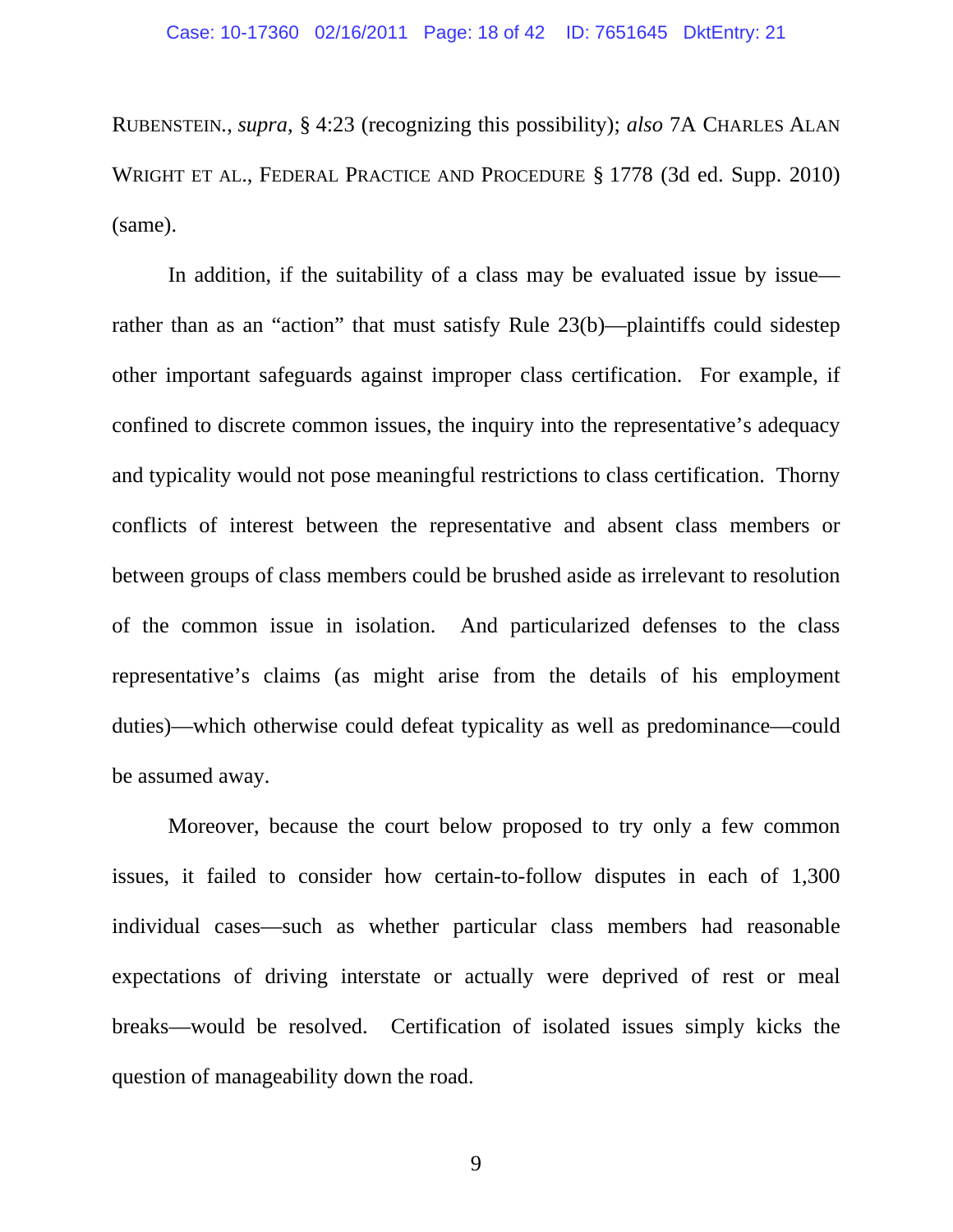RUBENSTEIN., *supra*, § 4:23 (recognizing this possibility); *also* 7A CHARLES ALAN WRIGHT ET AL., FEDERAL PRACTICE AND PROCEDURE § 1778 (3d ed. Supp. 2010) (same).

In addition, if the suitability of a class may be evaluated issue by issue—rather than as an "action" that must satisfy Rule 23(b)—plaintiffs could sidestep other important safeguards against improper class certification. For example, if confined to discrete common issues, the inquiry into the representative's adequacy and typicality would not pose meaningful restrictions to class certification. Thorny conflicts of interest between the representative and absent class members or between groups of class members could be brushed aside as irrelevant to resolution of the common issue in isolation. And particularized defenses to the class representative's claims (as might arise from the details of his employment duties)—which otherwise could defeat typicality as well as predominance—could be assumed away.

Moreover, because the court below proposed to try only a few common issues, it failed to consider how certain-to-follow disputes in each of 1,300 individual cases—such as whether particular class members had reasonable expectations of driving interstate or actually were deprived of rest or meal breaks—would be resolved. Certification of isolated issues simply kicks the question of manageability down the road.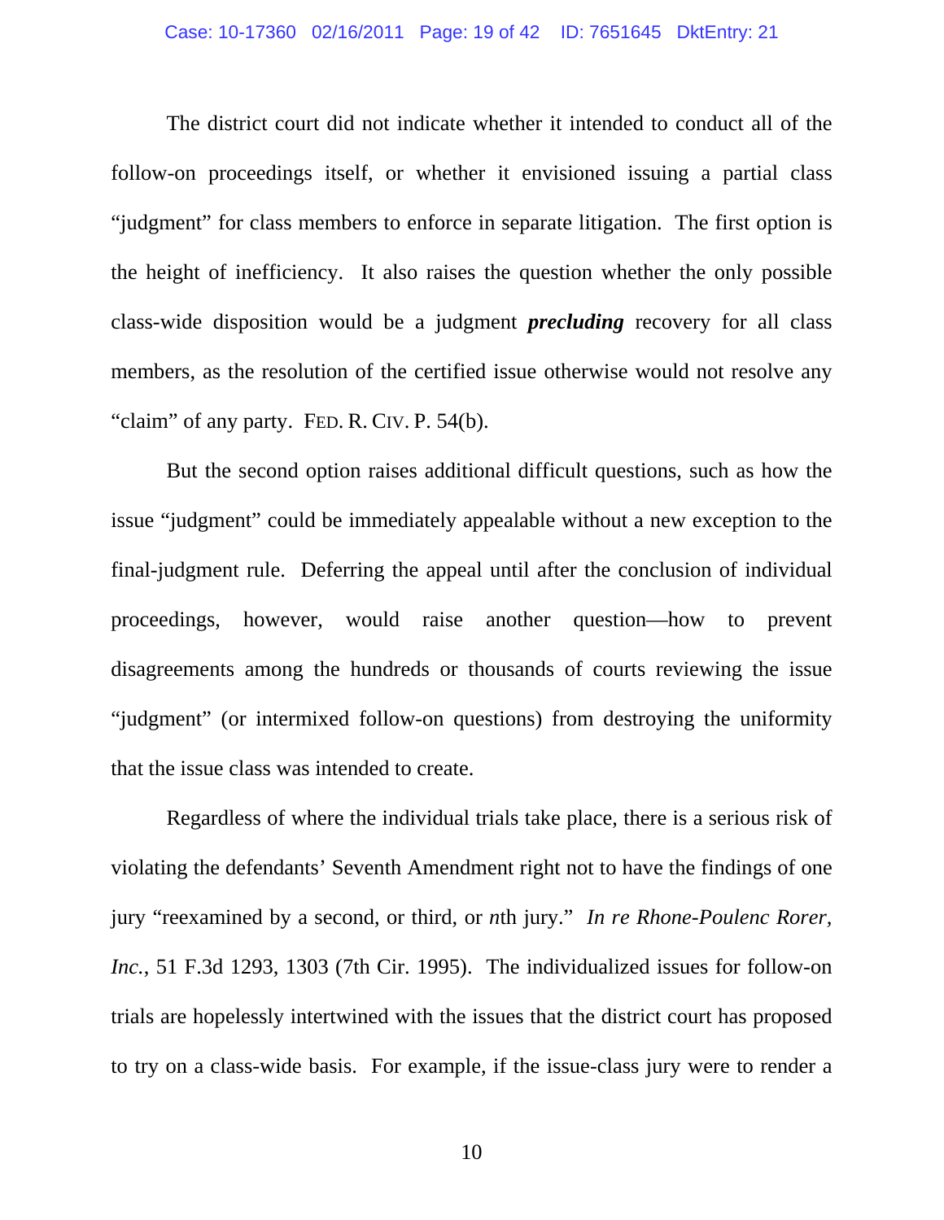The district court did not indicate whether it intended to conduct all of the follow-on proceedings itself, or whether it envisioned issuing a partial class "judgment" for class members to enforce in separate litigation. The first option is the height of inefficiency. It also raises the question whether the only possible class-wide disposition would be a judgment ***precluding*** recovery for all class members, as the resolution of the certified issue otherwise would not resolve any "claim" of any party. FED. R. CIV. P. 54(b).

But the second option raises additional difficult questions, such as how the issue "judgment" could be immediately appealable without a new exception to the final-judgment rule. Deferring the appeal until after the conclusion of individual proceedings, however, would raise another question—how to prevent disagreements among the hundreds or thousands of courts reviewing the issue "judgment" (or intermixed follow-on questions) from destroying the uniformity that the issue class was intended to create.

Regardless of where the individual trials take place, there is a serious risk of violating the defendants' Seventh Amendment right not to have the findings of one jury "reexamined by a second, or third, or *n*th jury." *In re Rhone-Poulenc Rorer, Inc.*, 51 F.3d 1293, 1303 (7th Cir. 1995). The individualized issues for follow-on trials are hopelessly intertwined with the issues that the district court has proposed to try on a class-wide basis. For example, if the issue-class jury were to render a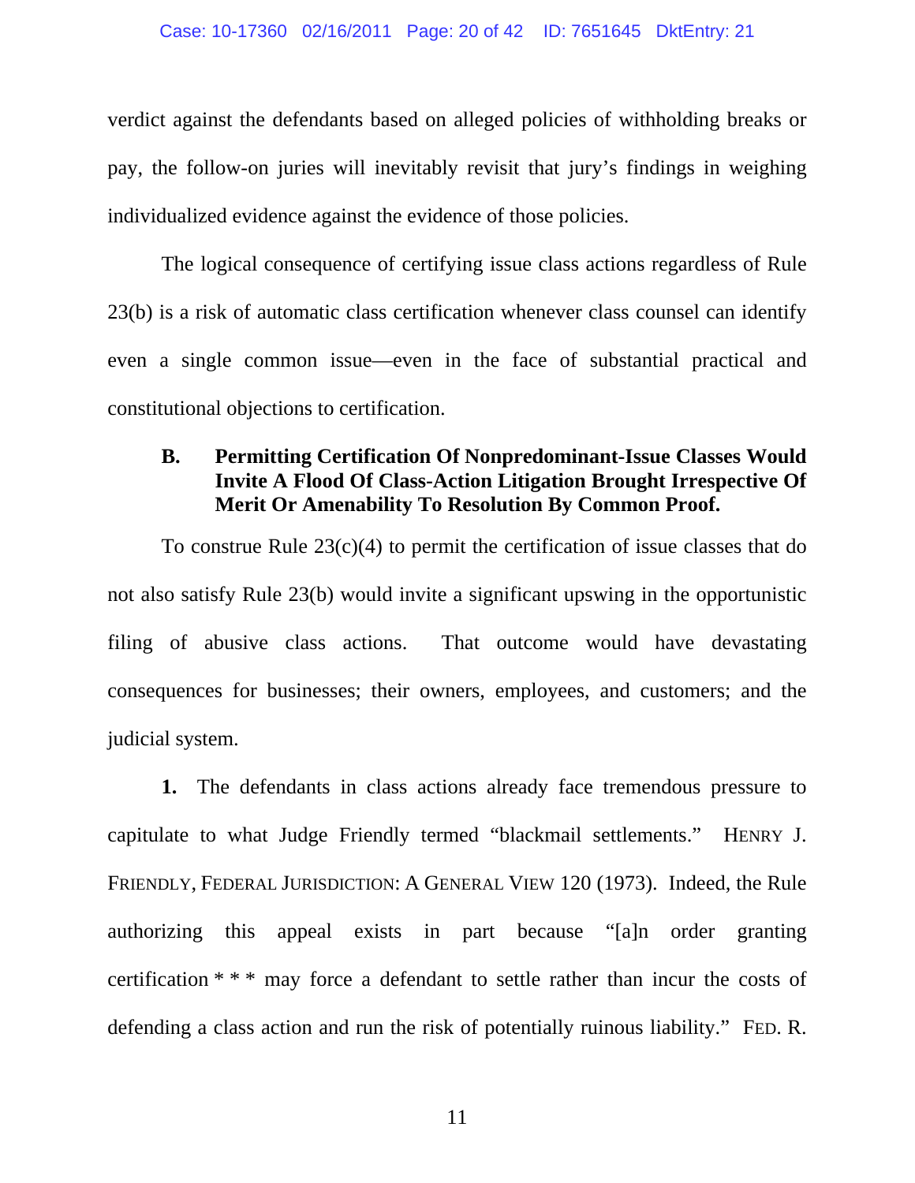verdict against the defendants based on alleged policies of withholding breaks or pay, the follow-on juries will inevitably revisit that jury's findings in weighing individualized evidence against the evidence of those policies.

The logical consequence of certifying issue class actions regardless of Rule 23(b) is a risk of automatic class certification whenever class counsel can identify even a single common issue—even in the face of substantial practical and constitutional objections to certification.

### B. Permitting Certification Of Nonpredominant-Issue Classes Would Invite A Flood Of Class-Action Litigation Brought Irrespective Of Merit Or Amenability To Resolution By Common Proof.

To construe Rule 23(c)(4) to permit the certification of issue classes that do not also satisfy Rule 23(b) would invite a significant upswing in the opportunistic filing of abusive class actions. That outcome would have devastating consequences for businesses; their owners, employees, and customers; and the judicial system.

**1.** The defendants in class actions already face tremendous pressure to capitulate to what Judge Friendly termed "blackmail settlements." HENRY J. FRIENDLY, FEDERAL JURISDICTION: A GENERAL VIEW 120 (1973). Indeed, the Rule authorizing this appeal exists in part because "[a]n order granting certification * * * may force a defendant to settle rather than incur the costs of defending a class action and run the risk of potentially ruinous liability." FED. R.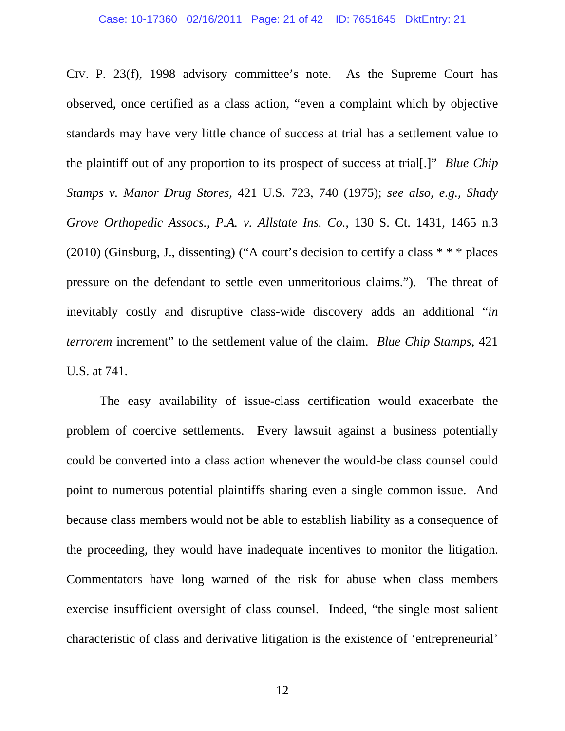CIV. P. 23(f), 1998 advisory committee's note. As the Supreme Court has observed, once certified as a class action, "even a complaint which by objective standards may have very little chance of success at trial has a settlement value to the plaintiff out of any proportion to its prospect of success at trial[.]" *Blue Chip Stamps v. Manor Drug Stores*, 421 U.S. 723, 740 (1975); *see also*, *e.g.*, *Shady Grove Orthopedic Assocs., P.A. v. Allstate Ins. Co.*, 130 S. Ct. 1431, 1465 n.3 (2010) (Ginsburg, J., dissenting) ("A court's decision to certify a class * * * places pressure on the defendant to settle even unmeritorious claims."). The threat of inevitably costly and disruptive class-wide discovery adds an additional "*in terrorem* increment" to the settlement value of the claim. *Blue Chip Stamps*, 421 U.S. at 741.

The easy availability of issue-class certification would exacerbate the problem of coercive settlements. Every lawsuit against a business potentially could be converted into a class action whenever the would-be class counsel could point to numerous potential plaintiffs sharing even a single common issue. And because class members would not be able to establish liability as a consequence of the proceeding, they would have inadequate incentives to monitor the litigation. Commentators have long warned of the risk for abuse when class members exercise insufficient oversight of class counsel. Indeed, "the single most salient characteristic of class and derivative litigation is the existence of 'entrepreneurial'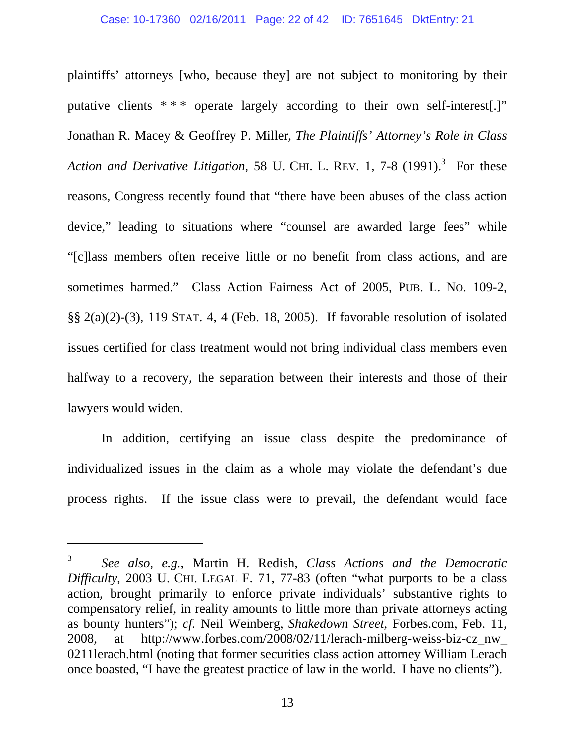plaintiffs' attorneys [who, because they] are not subject to monitoring by their putative clients * * * operate largely according to their own self-interest[.]" Jonathan R. Macey & Geoffrey P. Miller, *The Plaintiffs' Attorney's Role in Class Action and Derivative Litigation*, 58 U. CHI. L. REV. 1, 7-8 (1991).[3] For these reasons, Congress recently found that "there have been abuses of the class action device," leading to situations where "counsel are awarded large fees" while "[c]lass members often receive little or no benefit from class actions, and are sometimes harmed." Class Action Fairness Act of 2005, PUB. L. NO. 109-2, §§ 2(a)(2)-(3), 119 STAT. 4, 4 (Feb. 18, 2005). If favorable resolution of isolated issues certified for class treatment would not bring individual class members even halfway to a recovery, the separation between their interests and those of their lawyers would widen.

In addition, certifying an issue class despite the predominance of individualized issues in the claim as a whole may violate the defendant's due process rights. If the issue class were to prevail, the defendant would face

---

[3] *See also, e.g.*, Martin H. Redish, *Class Actions and the Democratic Difficulty*, 2003 U. CHI. LEGAL F. 71, 77-83 (often "what purports to be a class action, brought primarily to enforce private individuals' substantive rights to compensatory relief, in reality amounts to little more than private attorneys acting as bounty hunters"); *cf.* Neil Weinberg, *Shakedown Street*, Forbes.com, Feb. 11, 2008, at http://www.forbes.com/2008/02/11/lerach-milberg-weiss-biz-cz_nw_0211lerach.html (noting that former securities class action attorney William Lerach once boasted, "I have the greatest practice of law in the world. I have no clients").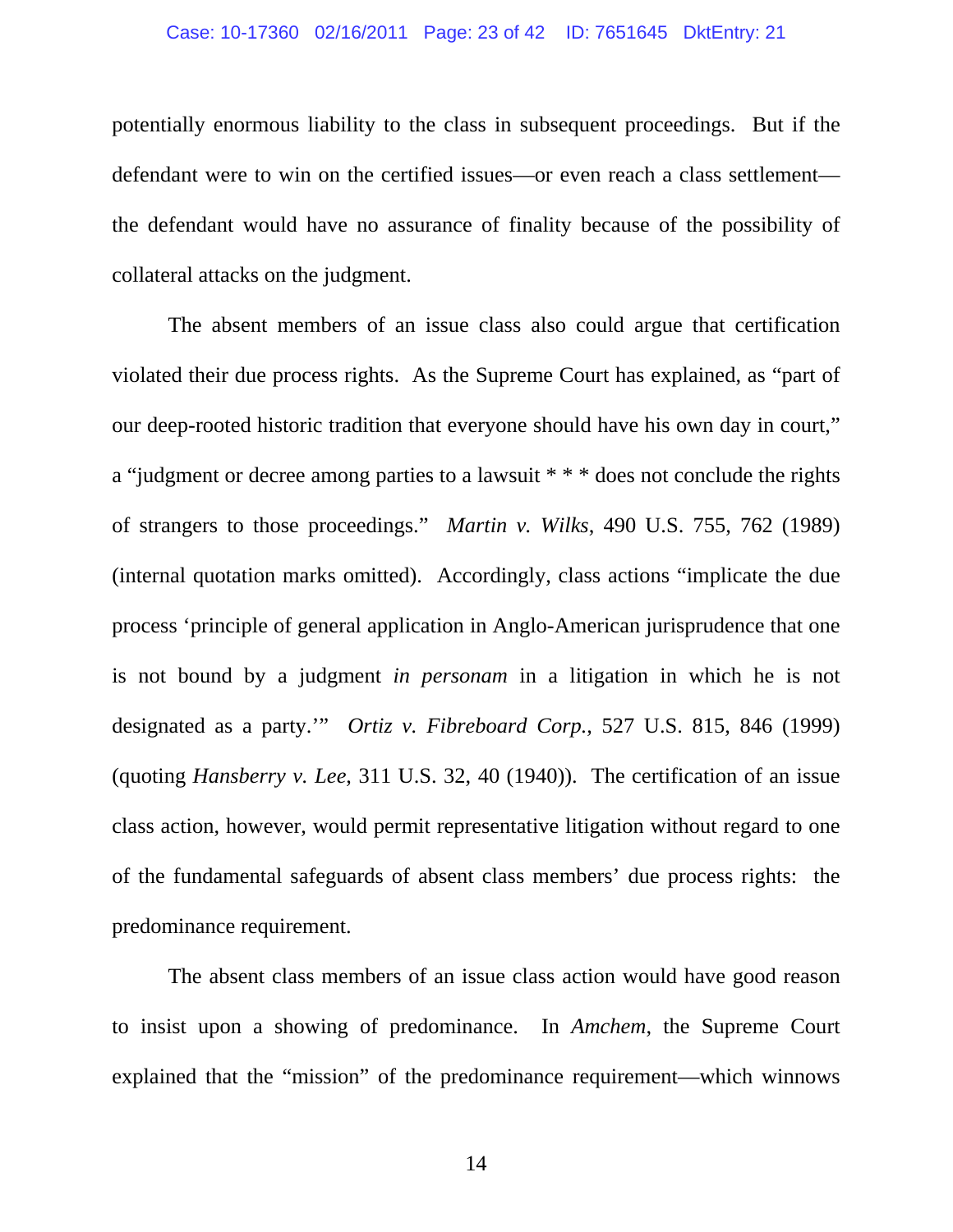potentially enormous liability to the class in subsequent proceedings. But if the defendant were to win on the certified issues—or even reach a class settlement—the defendant would have no assurance of finality because of the possibility of collateral attacks on the judgment.

The absent members of an issue class also could argue that certification violated their due process rights. As the Supreme Court has explained, as "part of our deep-rooted historic tradition that everyone should have his own day in court," a "judgment or decree among parties to a lawsuit * * * does not conclude the rights of strangers to those proceedings." *Martin v. Wilks*, 490 U.S. 755, 762 (1989) (internal quotation marks omitted). Accordingly, class actions "implicate the due process 'principle of general application in Anglo-American jurisprudence that one is not bound by a judgment *in personam* in a litigation in which he is not designated as a party.'" *Ortiz v. Fibreboard Corp.*, 527 U.S. 815, 846 (1999) (quoting *Hansberry v. Lee*, 311 U.S. 32, 40 (1940)). The certification of an issue class action, however, would permit representative litigation without regard to one of the fundamental safeguards of absent class members' due process rights: the predominance requirement.

The absent class members of an issue class action would have good reason to insist upon a showing of predominance. In *Amchem*, the Supreme Court explained that the "mission" of the predominance requirement—which winnows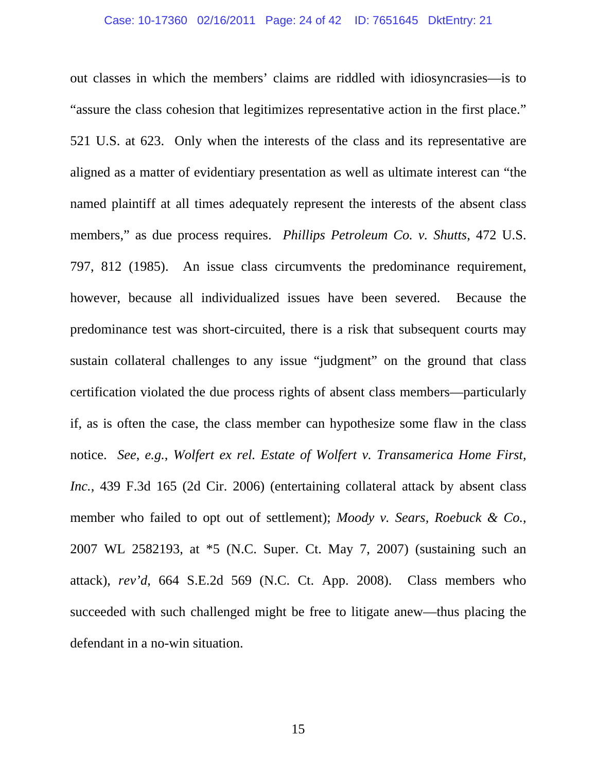out classes in which the members' claims are riddled with idiosyncrasies—is to "assure the class cohesion that legitimizes representative action in the first place." 521 U.S. at 623. Only when the interests of the class and its representative are aligned as a matter of evidentiary presentation as well as ultimate interest can "the named plaintiff at all times adequately represent the interests of the absent class members," as due process requires. *Phillips Petroleum Co. v. Shutts*, 472 U.S. 797, 812 (1985). An issue class circumvents the predominance requirement, however, because all individualized issues have been severed. Because the predominance test was short-circuited, there is a risk that subsequent courts may sustain collateral challenges to any issue "judgment" on the ground that class certification violated the due process rights of absent class members—particularly if, as is often the case, the class member can hypothesize some flaw in the class notice. *See, e.g.*, *Wolfert ex rel. Estate of Wolfert v. Transamerica Home First, Inc.*, 439 F.3d 165 (2d Cir. 2006) (entertaining collateral attack by absent class member who failed to opt out of settlement); *Moody v. Sears, Roebuck & Co.*, 2007 WL 2582193, at *5 (N.C. Super. Ct. May 7, 2007) (sustaining such an attack), *rev'd*, 664 S.E.2d 569 (N.C. Ct. App. 2008). Class members who succeeded with such challenged might be free to litigate anew—thus placing the defendant in a no-win situation.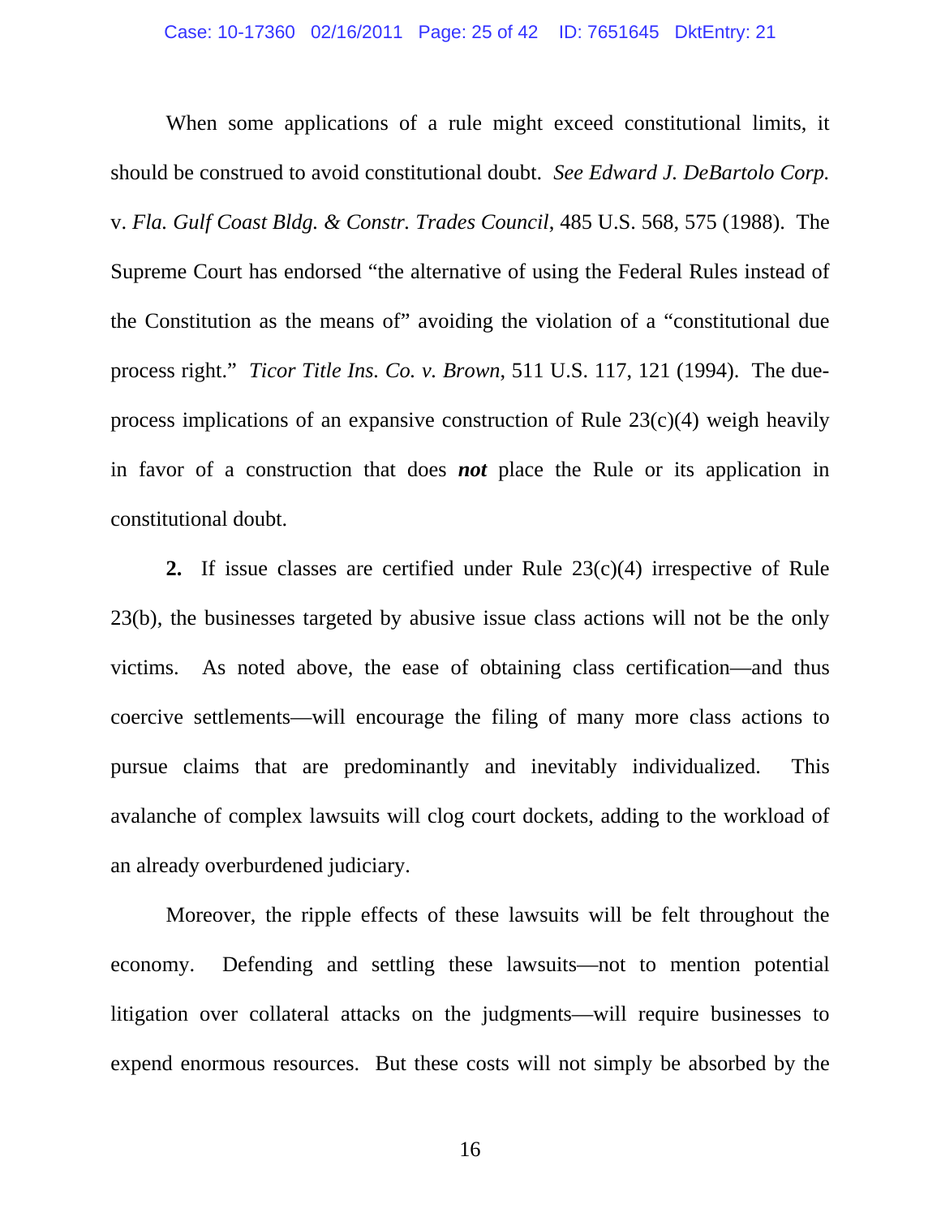When some applications of a rule might exceed constitutional limits, it should be construed to avoid constitutional doubt. *See Edward J. DeBartolo Corp.* v. *Fla. Gulf Coast Bldg. & Constr. Trades Council*, 485 U.S. 568, 575 (1988). The Supreme Court has endorsed "the alternative of using the Federal Rules instead of the Constitution as the means of" avoiding the violation of a "constitutional due process right." *Ticor Title Ins. Co. v. Brown*, 511 U.S. 117, 121 (1994). The due-process implications of an expansive construction of Rule 23(c)(4) weigh heavily in favor of a construction that does ***not*** place the Rule or its application in constitutional doubt.

**2.** If issue classes are certified under Rule 23(c)(4) irrespective of Rule 23(b), the businesses targeted by abusive issue class actions will not be the only victims. As noted above, the ease of obtaining class certification—and thus coercive settlements—will encourage the filing of many more class actions to pursue claims that are predominantly and inevitably individualized. This avalanche of complex lawsuits will clog court dockets, adding to the workload of an already overburdened judiciary.

Moreover, the ripple effects of these lawsuits will be felt throughout the economy. Defending and settling these lawsuits—not to mention potential litigation over collateral attacks on the judgments—will require businesses to expend enormous resources. But these costs will not simply be absorbed by the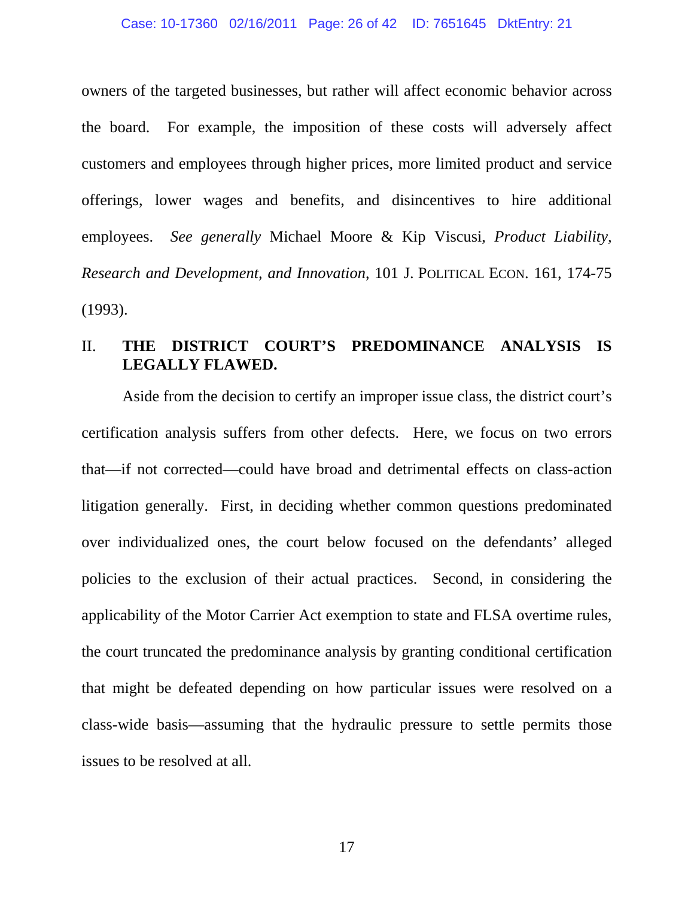owners of the targeted businesses, but rather will affect economic behavior across the board. For example, the imposition of these costs will adversely affect customers and employees through higher prices, more limited product and service offerings, lower wages and benefits, and disincentives to hire additional employees. *See generally* Michael Moore & Kip Viscusi, *Product Liability, Research and Development, and Innovation*, 101 J. POLITICAL ECON. 161, 174-75 (1993).

## II. THE DISTRICT COURT'S PREDOMINANCE ANALYSIS IS LEGALLY FLAWED.

Aside from the decision to certify an improper issue class, the district court's certification analysis suffers from other defects. Here, we focus on two errors that—if not corrected—could have broad and detrimental effects on class-action litigation generally. First, in deciding whether common questions predominated over individualized ones, the court below focused on the defendants' alleged policies to the exclusion of their actual practices. Second, in considering the applicability of the Motor Carrier Act exemption to state and FLSA overtime rules, the court truncated the predominance analysis by granting conditional certification that might be defeated depending on how particular issues were resolved on a class-wide basis—assuming that the hydraulic pressure to settle permits those issues to be resolved at all.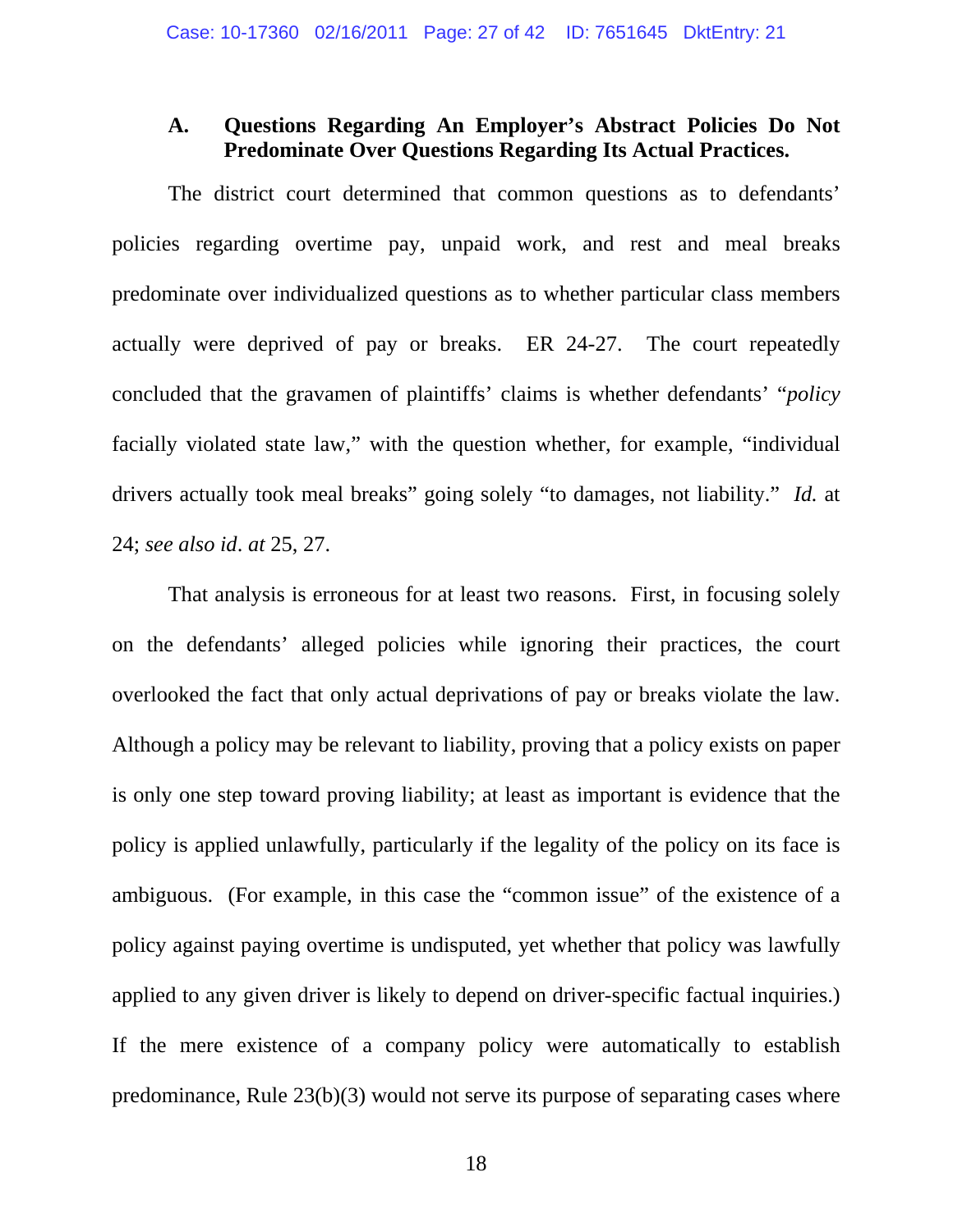### A. Questions Regarding An Employer's Abstract Policies Do Not Predominate Over Questions Regarding Its Actual Practices.

The district court determined that common questions as to defendants' policies regarding overtime pay, unpaid work, and rest and meal breaks predominate over individualized questions as to whether particular class members actually were deprived of pay or breaks. ER 24-27. The court repeatedly concluded that the gravamen of plaintiffs' claims is whether defendants' "*policy* facially violated state law," with the question whether, for example, "individual drivers actually took meal breaks" going solely "to damages, not liability." *Id.* at 24; *see also id*. *at* 25, 27.

That analysis is erroneous for at least two reasons. First, in focusing solely on the defendants' alleged policies while ignoring their practices, the court overlooked the fact that only actual deprivations of pay or breaks violate the law. Although a policy may be relevant to liability, proving that a policy exists on paper is only one step toward proving liability; at least as important is evidence that the policy is applied unlawfully, particularly if the legality of the policy on its face is ambiguous. (For example, in this case the "common issue" of the existence of a policy against paying overtime is undisputed, yet whether that policy was lawfully applied to any given driver is likely to depend on driver-specific factual inquiries.) If the mere existence of a company policy were automatically to establish predominance, Rule 23(b)(3) would not serve its purpose of separating cases where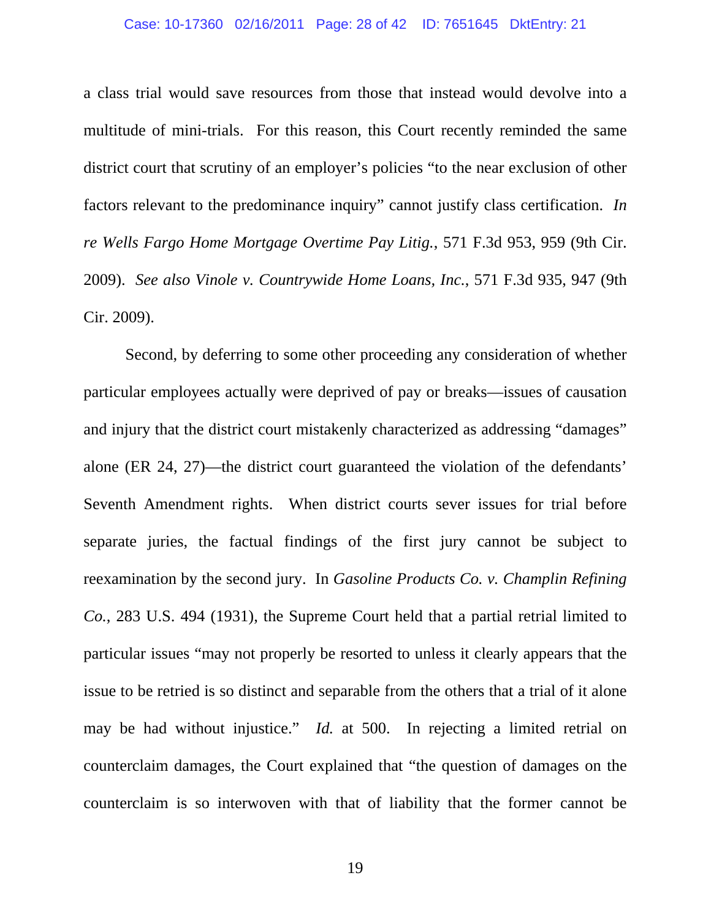a class trial would save resources from those that instead would devolve into a multitude of mini-trials. For this reason, this Court recently reminded the same district court that scrutiny of an employer's policies "to the near exclusion of other factors relevant to the predominance inquiry" cannot justify class certification. *In re Wells Fargo Home Mortgage Overtime Pay Litig.*, 571 F.3d 953, 959 (9th Cir. 2009). *See also Vinole v. Countrywide Home Loans, Inc.*, 571 F.3d 935, 947 (9th Cir. 2009).

Second, by deferring to some other proceeding any consideration of whether particular employees actually were deprived of pay or breaks—issues of causation and injury that the district court mistakenly characterized as addressing "damages" alone (ER 24, 27)—the district court guaranteed the violation of the defendants' Seventh Amendment rights. When district courts sever issues for trial before separate juries, the factual findings of the first jury cannot be subject to reexamination by the second jury. In *Gasoline Products Co. v. Champlin Refining Co.*, 283 U.S. 494 (1931), the Supreme Court held that a partial retrial limited to particular issues "may not properly be resorted to unless it clearly appears that the issue to be retried is so distinct and separable from the others that a trial of it alone may be had without injustice." *Id.* at 500. In rejecting a limited retrial on counterclaim damages, the Court explained that "the question of damages on the counterclaim is so interwoven with that of liability that the former cannot be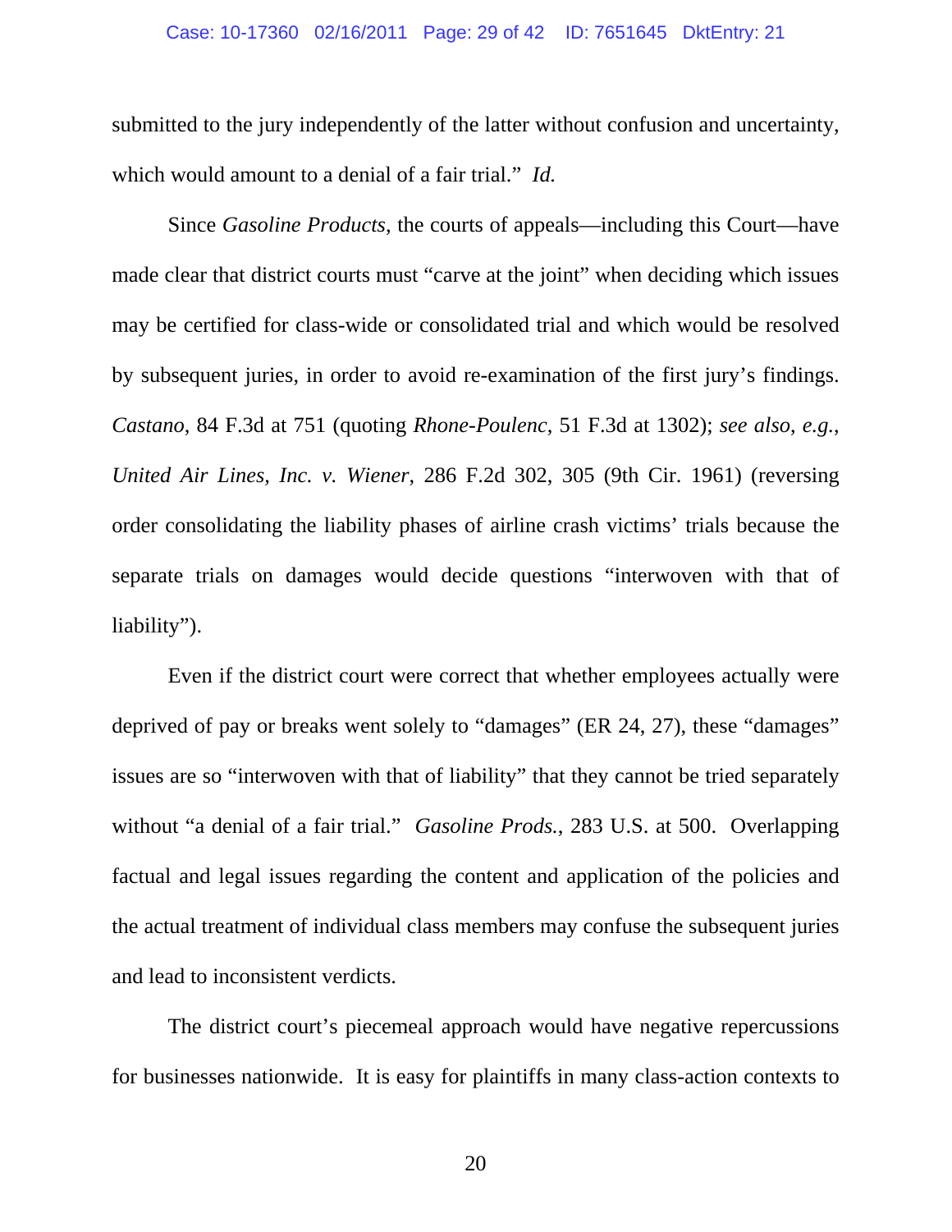submitted to the jury independently of the latter without confusion and uncertainty, which would amount to a denial of a fair trial." *Id.*

Since *Gasoline Products*, the courts of appeals—including this Court—have made clear that district courts must "carve at the joint" when deciding which issues may be certified for class-wide or consolidated trial and which would be resolved by subsequent juries, in order to avoid re-examination of the first jury's findings. *Castano*, 84 F.3d at 751 (quoting *Rhone-Poulenc*, 51 F.3d at 1302); *see also, e.g.*, *United Air Lines, Inc. v. Wiener*, 286 F.2d 302, 305 (9th Cir. 1961) (reversing order consolidating the liability phases of airline crash victims' trials because the separate trials on damages would decide questions "interwoven with that of liability").

Even if the district court were correct that whether employees actually were deprived of pay or breaks went solely to "damages" (ER 24, 27), these "damages" issues are so "interwoven with that of liability" that they cannot be tried separately without "a denial of a fair trial." *Gasoline Prods.*, 283 U.S. at 500. Overlapping factual and legal issues regarding the content and application of the policies and the actual treatment of individual class members may confuse the subsequent juries and lead to inconsistent verdicts.

The district court's piecemeal approach would have negative repercussions for businesses nationwide. It is easy for plaintiffs in many class-action contexts to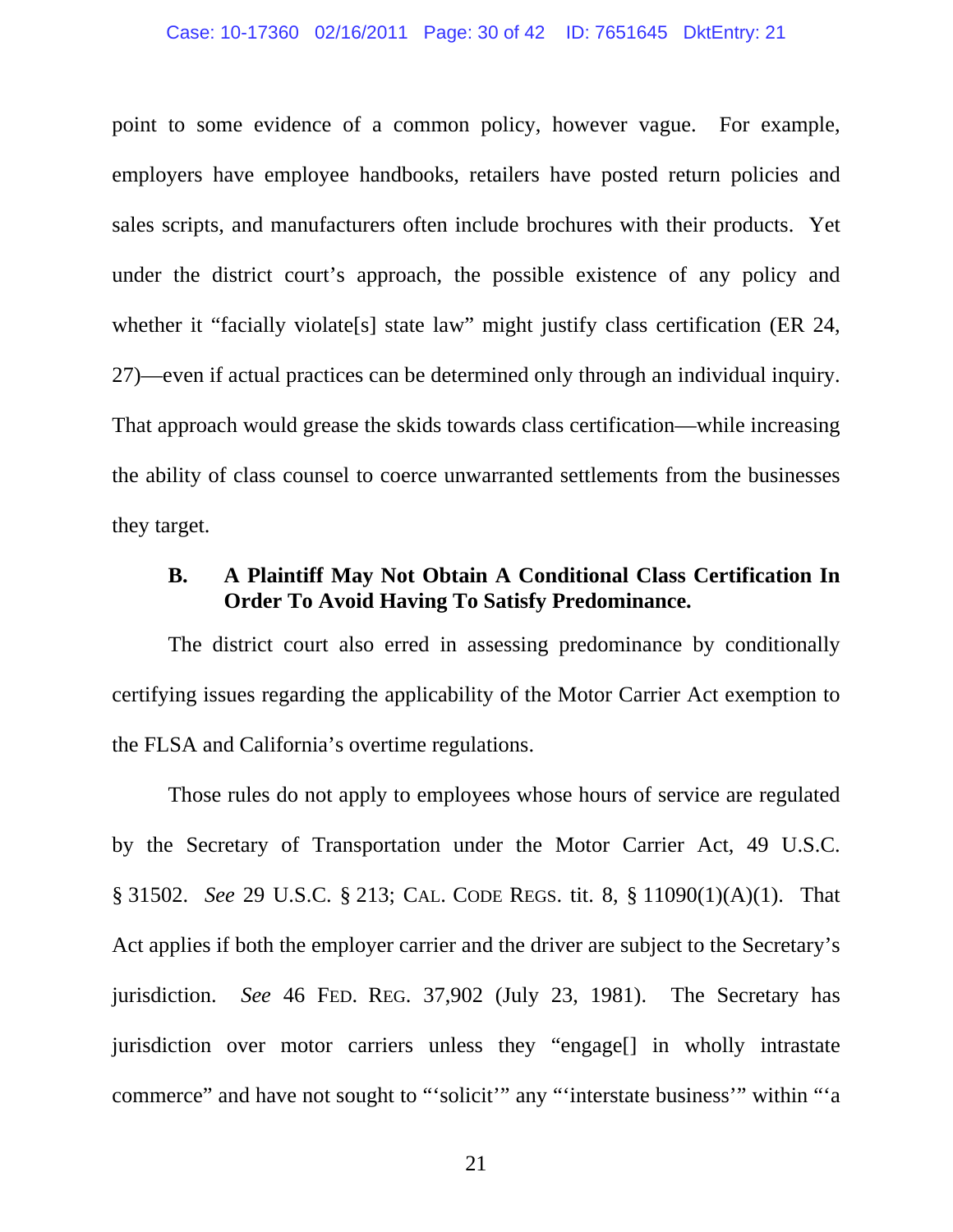point to some evidence of a common policy, however vague. For example, employers have employee handbooks, retailers have posted return policies and sales scripts, and manufacturers often include brochures with their products. Yet under the district court's approach, the possible existence of any policy and whether it "facially violate[s] state law" might justify class certification (ER 24, 27)—even if actual practices can be determined only through an individual inquiry. That approach would grease the skids towards class certification—while increasing the ability of class counsel to coerce unwarranted settlements from the businesses they target.

### B. A Plaintiff May Not Obtain A Conditional Class Certification In Order To Avoid Having To Satisfy Predominance.

The district court also erred in assessing predominance by conditionally certifying issues regarding the applicability of the Motor Carrier Act exemption to the FLSA and California's overtime regulations.

Those rules do not apply to employees whose hours of service are regulated by the Secretary of Transportation under the Motor Carrier Act, 49 U.S.C. § 31502. *See* 29 U.S.C. § 213; CAL. CODE REGS. tit. 8, § 11090(1)(A)(1). That Act applies if both the employer carrier and the driver are subject to the Secretary's jurisdiction. *See* 46 FED. REG. 37,902 (July 23, 1981). The Secretary has jurisdiction over motor carriers unless they "engage[] in wholly intrastate commerce" and have not sought to "'solicit'" any "'interstate business'" within "'a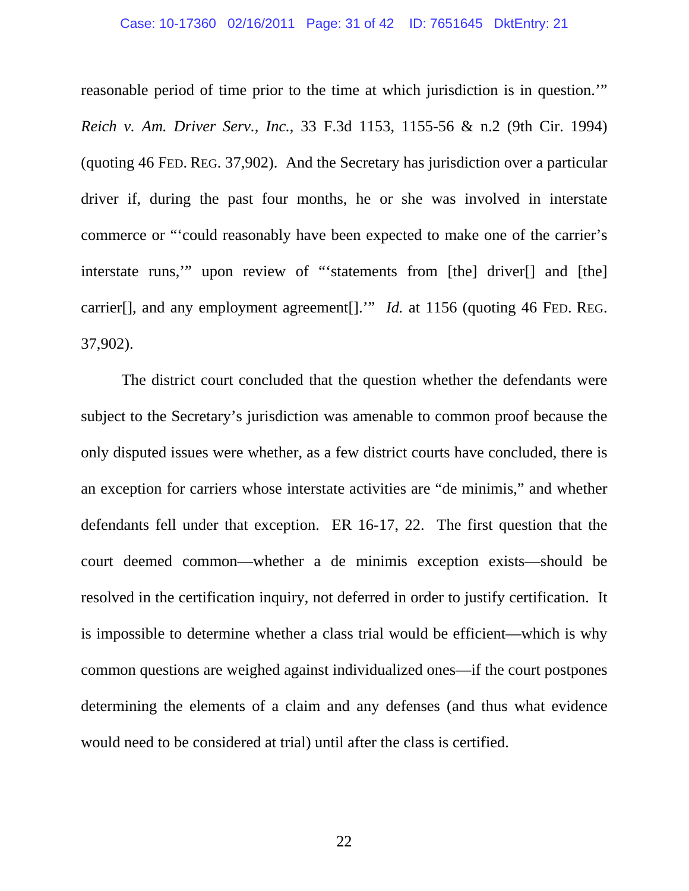reasonable period of time prior to the time at which jurisdiction is in question.'" *Reich v. Am. Driver Serv., Inc.*, 33 F.3d 1153, 1155-56 & n.2 (9th Cir. 1994) (quoting 46 FED. REG. 37,902). And the Secretary has jurisdiction over a particular driver if, during the past four months, he or she was involved in interstate commerce or "'could reasonably have been expected to make one of the carrier's interstate runs,'" upon review of "'statements from [the] driver[] and [the] carrier[], and any employment agreement[].'" *Id.* at 1156 (quoting 46 FED. REG. 37,902).

The district court concluded that the question whether the defendants were subject to the Secretary's jurisdiction was amenable to common proof because the only disputed issues were whether, as a few district courts have concluded, there is an exception for carriers whose interstate activities are "de minimis," and whether defendants fell under that exception. ER 16-17, 22. The first question that the court deemed common—whether a de minimis exception exists—should be resolved in the certification inquiry, not deferred in order to justify certification. It is impossible to determine whether a class trial would be efficient—which is why common questions are weighed against individualized ones—if the court postpones determining the elements of a claim and any defenses (and thus what evidence would need to be considered at trial) until after the class is certified.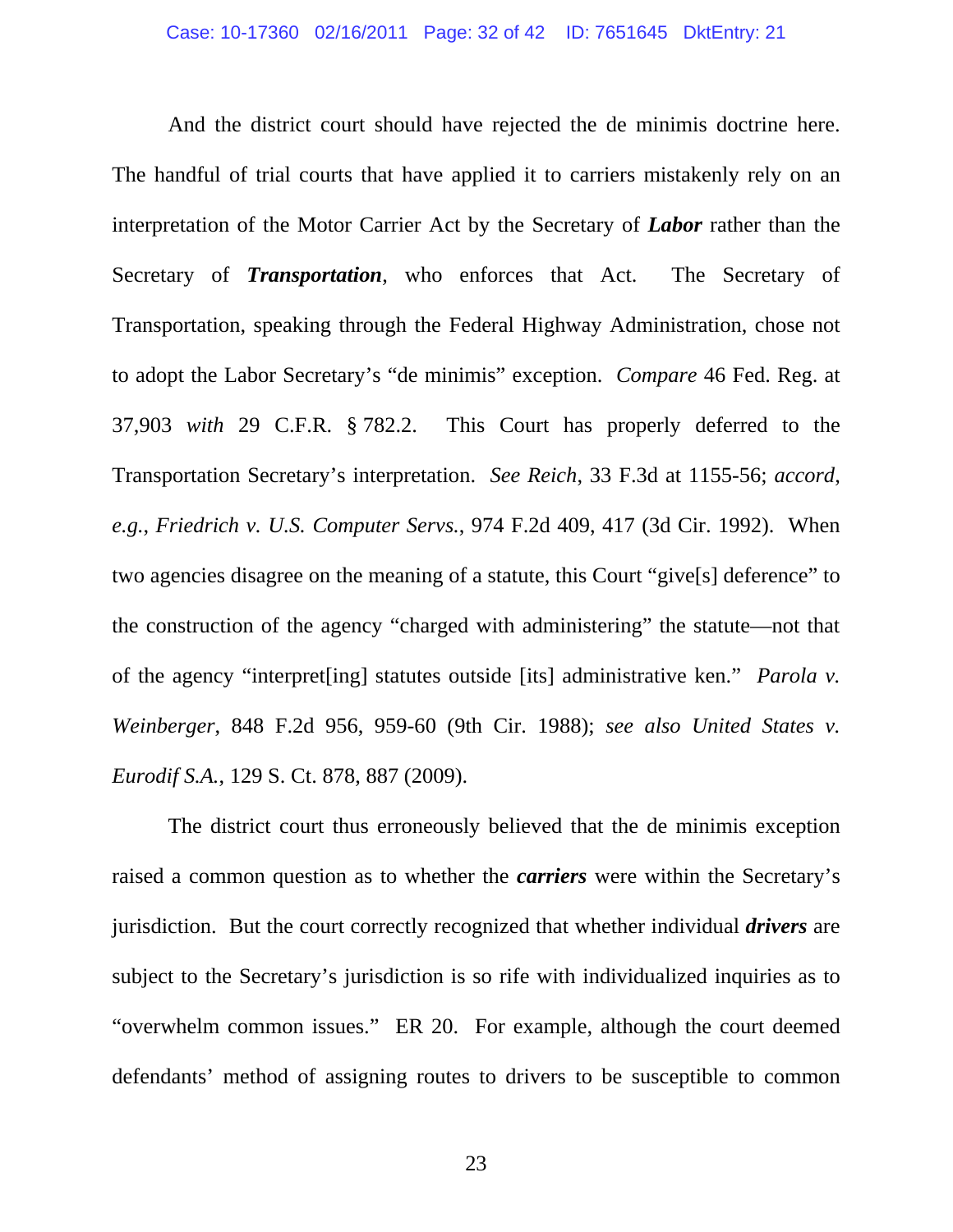And the district court should have rejected the de minimis doctrine here. The handful of trial courts that have applied it to carriers mistakenly rely on an interpretation of the Motor Carrier Act by the Secretary of ***Labor*** rather than the Secretary of ***Transportation***, who enforces that Act. The Secretary of Transportation, speaking through the Federal Highway Administration, chose not to adopt the Labor Secretary's "de minimis" exception. *Compare* 46 Fed. Reg. at 37,903 *with* 29 C.F.R. § 782.2. This Court has properly deferred to the Transportation Secretary's interpretation. *See Reich*, 33 F.3d at 1155-56; *accord*, *e.g.*, *Friedrich v. U.S. Computer Servs.*, 974 F.2d 409, 417 (3d Cir. 1992). When two agencies disagree on the meaning of a statute, this Court "give[s] deference" to the construction of the agency "charged with administering" the statute—not that of the agency "interpret[ing] statutes outside [its] administrative ken." *Parola v. Weinberger*, 848 F.2d 956, 959-60 (9th Cir. 1988); *see also United States v. Eurodif S.A.*, 129 S. Ct. 878, 887 (2009).

The district court thus erroneously believed that the de minimis exception raised a common question as to whether the ***carriers*** were within the Secretary's jurisdiction. But the court correctly recognized that whether individual ***drivers*** are subject to the Secretary's jurisdiction is so rife with individualized inquiries as to "overwhelm common issues." ER 20. For example, although the court deemed defendants' method of assigning routes to drivers to be susceptible to common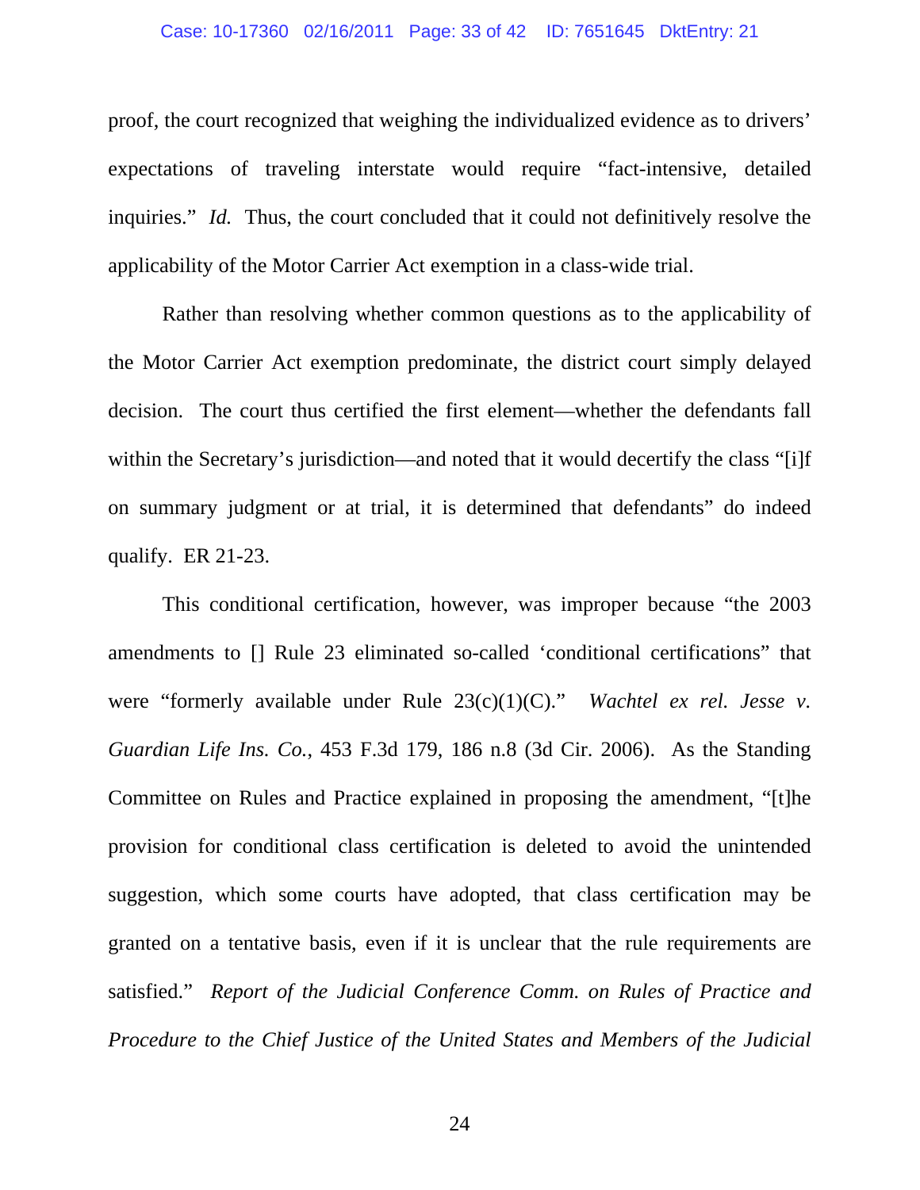proof, the court recognized that weighing the individualized evidence as to drivers' expectations of traveling interstate would require "fact-intensive, detailed inquiries." *Id.* Thus, the court concluded that it could not definitively resolve the applicability of the Motor Carrier Act exemption in a class-wide trial.

Rather than resolving whether common questions as to the applicability of the Motor Carrier Act exemption predominate, the district court simply delayed decision. The court thus certified the first element—whether the defendants fall within the Secretary's jurisdiction—and noted that it would decertify the class "[i]f on summary judgment or at trial, it is determined that defendants" do indeed qualify. ER 21-23.

This conditional certification, however, was improper because "the 2003 amendments to [] Rule 23 eliminated so-called 'conditional certifications" that were "formerly available under Rule 23(c)(1)(C)." *Wachtel ex rel. Jesse v. Guardian Life Ins. Co.*, 453 F.3d 179, 186 n.8 (3d Cir. 2006). As the Standing Committee on Rules and Practice explained in proposing the amendment, "[t]he provision for conditional class certification is deleted to avoid the unintended suggestion, which some courts have adopted, that class certification may be granted on a tentative basis, even if it is unclear that the rule requirements are satisfied." *Report of the Judicial Conference Comm. on Rules of Practice and Procedure to the Chief Justice of the United States and Members of the Judicial*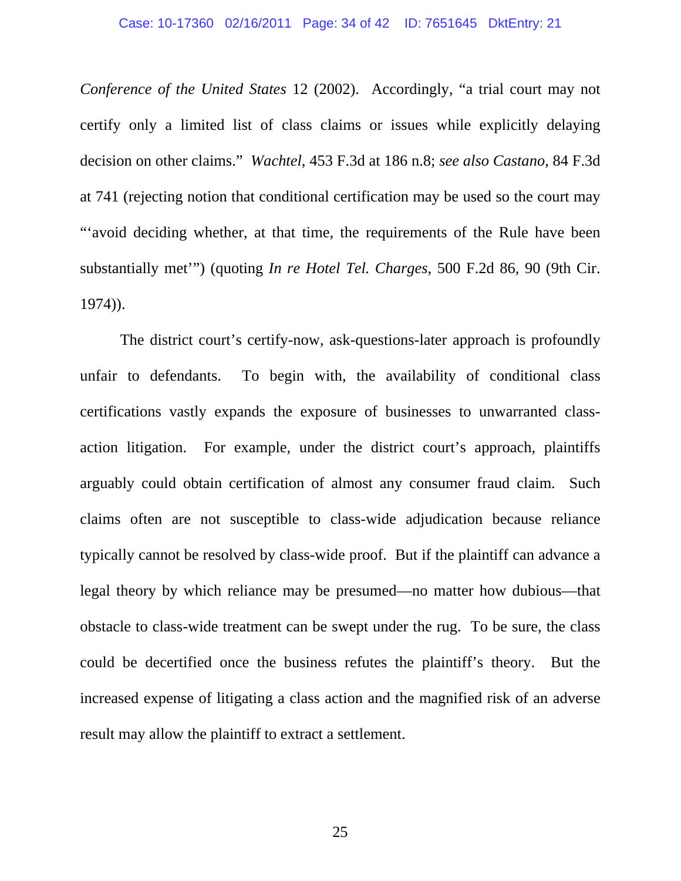*Conference of the United States* 12 (2002). Accordingly, "a trial court may not certify only a limited list of class claims or issues while explicitly delaying decision on other claims." *Wachtel*, 453 F.3d at 186 n.8; *see also Castano*, 84 F.3d at 741 (rejecting notion that conditional certification may be used so the court may "'avoid deciding whether, at that time, the requirements of the Rule have been substantially met'") (quoting *In re Hotel Tel. Charges*, 500 F.2d 86, 90 (9th Cir. 1974)).

The district court's certify-now, ask-questions-later approach is profoundly unfair to defendants. To begin with, the availability of conditional class certifications vastly expands the exposure of businesses to unwarranted class-action litigation. For example, under the district court's approach, plaintiffs arguably could obtain certification of almost any consumer fraud claim. Such claims often are not susceptible to class-wide adjudication because reliance typically cannot be resolved by class-wide proof. But if the plaintiff can advance a legal theory by which reliance may be presumed—no matter how dubious—that obstacle to class-wide treatment can be swept under the rug. To be sure, the class could be decertified once the business refutes the plaintiff's theory. But the increased expense of litigating a class action and the magnified risk of an adverse result may allow the plaintiff to extract a settlement.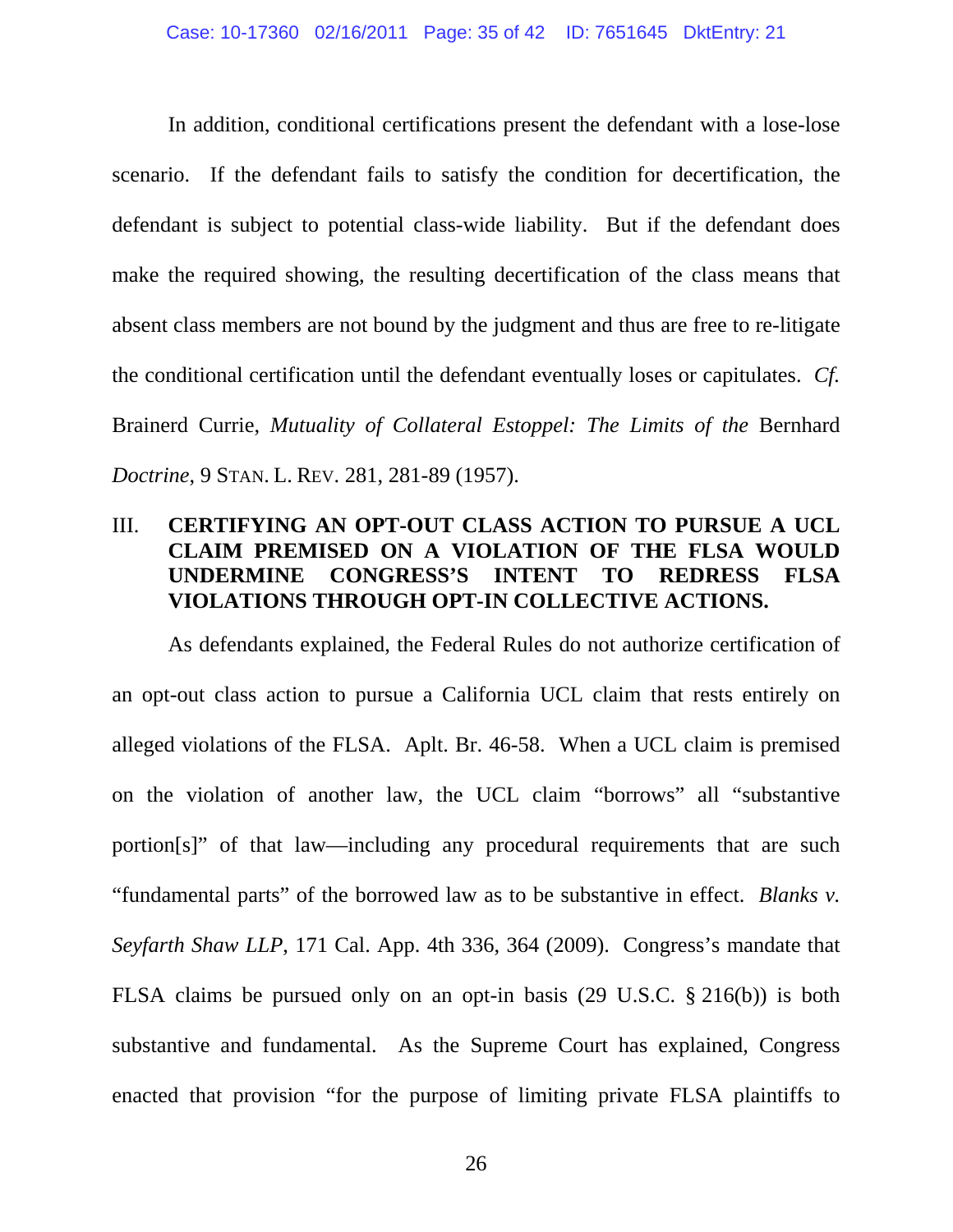In addition, conditional certifications present the defendant with a lose-lose scenario. If the defendant fails to satisfy the condition for decertification, the defendant is subject to potential class-wide liability. But if the defendant does make the required showing, the resulting decertification of the class means that absent class members are not bound by the judgment and thus are free to re-litigate the conditional certification until the defendant eventually loses or capitulates. *Cf.* Brainerd Currie, *Mutuality of Collateral Estoppel: The Limits of the* Bernhard *Doctrine*, 9 STAN. L. REV. 281, 281-89 (1957).

## III. CERTIFYING AN OPT-OUT CLASS ACTION TO PURSUE A UCL CLAIM PREMISED ON A VIOLATION OF THE FLSA WOULD UNDERMINE CONGRESS'S INTENT TO REDRESS FLSA VIOLATIONS THROUGH OPT-IN COLLECTIVE ACTIONS.

As defendants explained, the Federal Rules do not authorize certification of an opt-out class action to pursue a California UCL claim that rests entirely on alleged violations of the FLSA. Aplt. Br. 46-58. When a UCL claim is premised on the violation of another law, the UCL claim "borrows" all "substantive portion[s]" of that law—including any procedural requirements that are such "fundamental parts" of the borrowed law as to be substantive in effect. *Blanks v. Seyfarth Shaw LLP*, 171 Cal. App. 4th 336, 364 (2009). Congress's mandate that FLSA claims be pursued only on an opt-in basis (29 U.S.C. § 216(b)) is both substantive and fundamental. As the Supreme Court has explained, Congress enacted that provision "for the purpose of limiting private FLSA plaintiffs to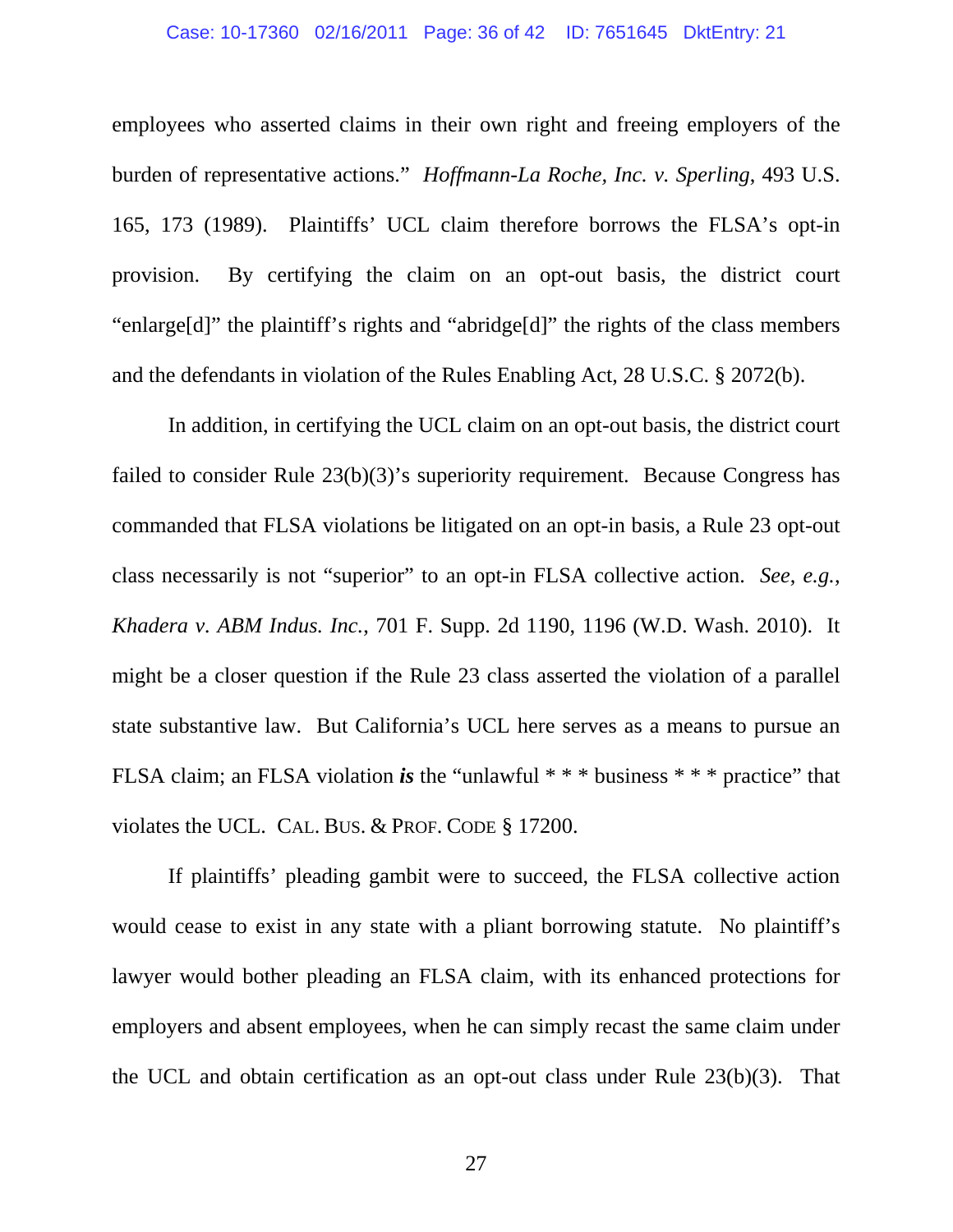employees who asserted claims in their own right and freeing employers of the burden of representative actions." *Hoffmann-La Roche, Inc. v. Sperling*, 493 U.S. 165, 173 (1989). Plaintiffs' UCL claim therefore borrows the FLSA's opt-in provision. By certifying the claim on an opt-out basis, the district court "enlarge[d]" the plaintiff's rights and "abridge[d]" the rights of the class members and the defendants in violation of the Rules Enabling Act, 28 U.S.C. § 2072(b).

In addition, in certifying the UCL claim on an opt-out basis, the district court failed to consider Rule 23(b)(3)'s superiority requirement. Because Congress has commanded that FLSA violations be litigated on an opt-in basis, a Rule 23 opt-out class necessarily is not "superior" to an opt-in FLSA collective action. *See, e.g.*, *Khadera v. ABM Indus. Inc.*, 701 F. Supp. 2d 1190, 1196 (W.D. Wash. 2010). It might be a closer question if the Rule 23 class asserted the violation of a parallel state substantive law. But California's UCL here serves as a means to pursue an FLSA claim; an FLSA violation ***is*** the "unlawful * * * business * * * practice" that violates the UCL. CAL. BUS. & PROF. CODE § 17200.

If plaintiffs' pleading gambit were to succeed, the FLSA collective action would cease to exist in any state with a pliant borrowing statute. No plaintiff's lawyer would bother pleading an FLSA claim, with its enhanced protections for employers and absent employees, when he can simply recast the same claim under the UCL and obtain certification as an opt-out class under Rule 23(b)(3). That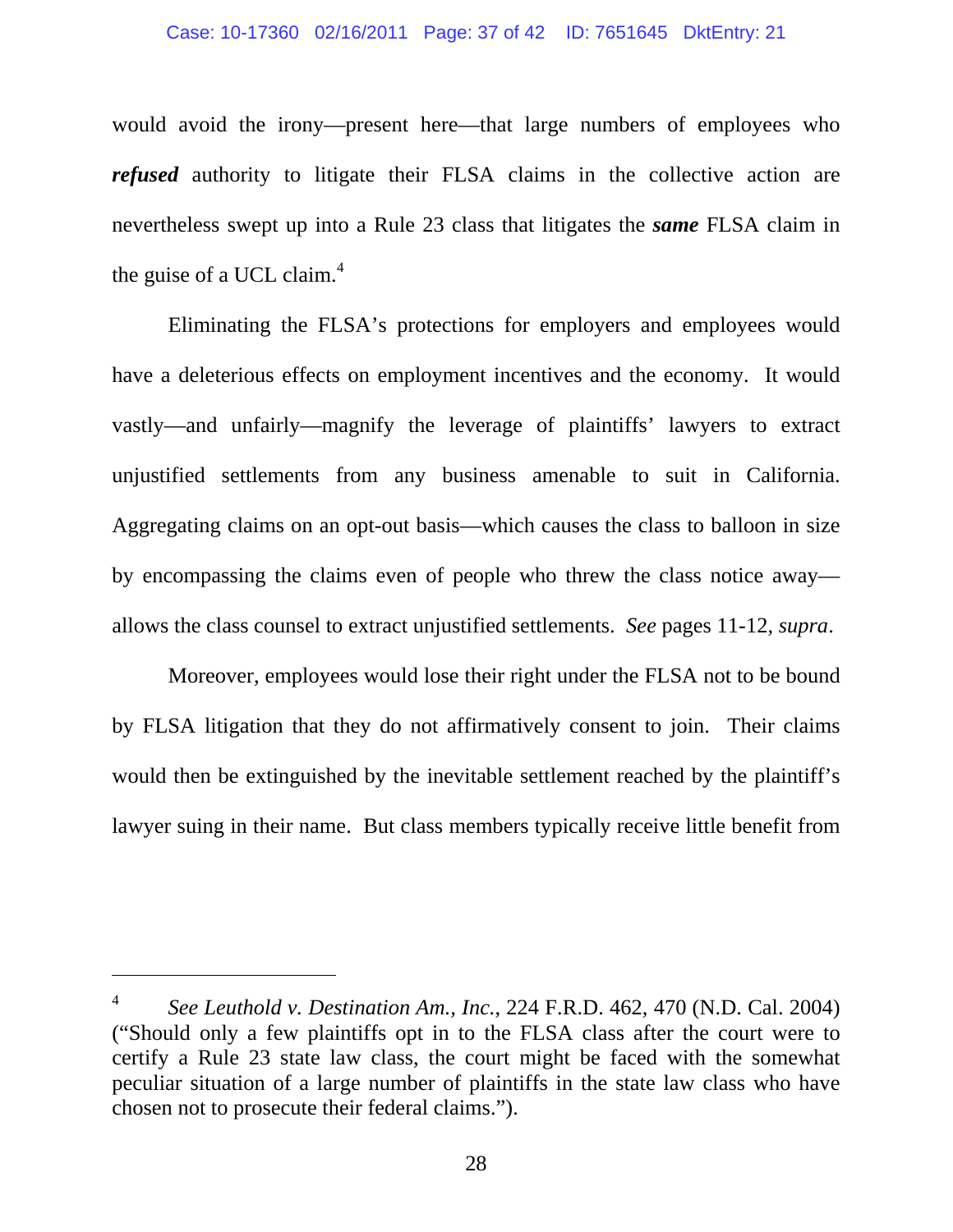would avoid the irony—present here—that large numbers of employees who ***refused*** authority to litigate their FLSA claims in the collective action are nevertheless swept up into a Rule 23 class that litigates the ***same*** FLSA claim in the guise of a UCL claim.[4]

Eliminating the FLSA's protections for employers and employees would have a deleterious effects on employment incentives and the economy. It would vastly—and unfairly—magnify the leverage of plaintiffs' lawyers to extract unjustified settlements from any business amenable to suit in California. Aggregating claims on an opt-out basis—which causes the class to balloon in size by encompassing the claims even of people who threw the class notice away—allows the class counsel to extract unjustified settlements. *See* pages 11-12, *supra*.

Moreover, employees would lose their right under the FLSA not to be bound by FLSA litigation that they do not affirmatively consent to join. Their claims would then be extinguished by the inevitable settlement reached by the plaintiff's lawyer suing in their name. But class members typically receive little benefit from

---

[4] *See Leuthold v. Destination Am., Inc.*, 224 F.R.D. 462, 470 (N.D. Cal. 2004) ("Should only a few plaintiffs opt in to the FLSA class after the court were to certify a Rule 23 state law class, the court might be faced with the somewhat peculiar situation of a large number of plaintiffs in the state law class who have chosen not to prosecute their federal claims.").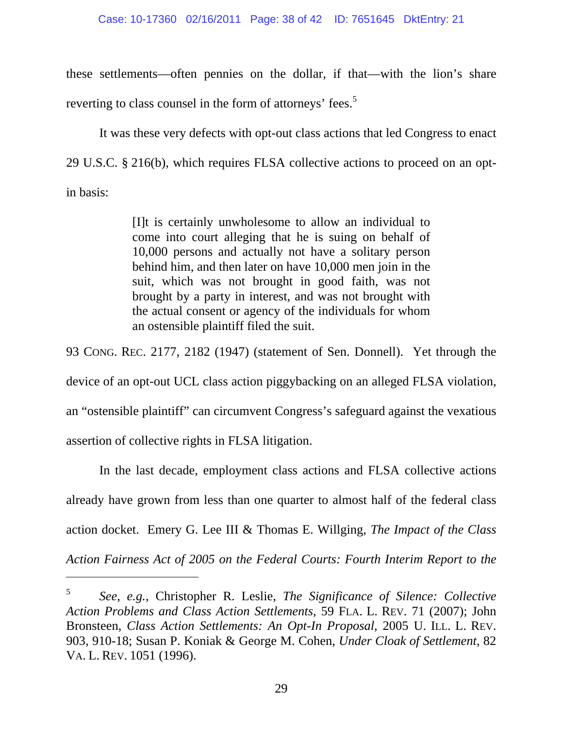these settlements—often pennies on the dollar, if that—with the lion's share reverting to class counsel in the form of attorneys' fees.[5]

It was these very defects with opt-out class actions that led Congress to enact 29 U.S.C. § 216(b), which requires FLSA collective actions to proceed on an opt-in basis:

> [I]t is certainly unwholesome to allow an individual to come into court alleging that he is suing on behalf of 10,000 persons and actually not have a solitary person behind him, and then later on have 10,000 men join in the suit, which was not brought in good faith, was not brought by a party in interest, and was not brought with the actual consent or agency of the individuals for whom an ostensible plaintiff filed the suit.

93 CONG. REC. 2177, 2182 (1947) (statement of Sen. Donnell). Yet through the device of an opt-out UCL class action piggybacking on an alleged FLSA violation, an "ostensible plaintiff" can circumvent Congress's safeguard against the vexatious assertion of collective rights in FLSA litigation.

In the last decade, employment class actions and FLSA collective actions already have grown from less than one quarter to almost half of the federal class action docket. Emery G. Lee III & Thomas E. Willging, *The Impact of the Class Action Fairness Act of 2005 on the Federal Courts: Fourth Interim Report to the*

---

[5] *See*, *e.g.*, Christopher R. Leslie, *The Significance of Silence: Collective Action Problems and Class Action Settlements*, 59 FLA. L. REV. 71 (2007); John Bronsteen, *Class Action Settlements: An Opt-In Proposal*, 2005 U. ILL. L. REV. 903, 910-18; Susan P. Koniak & George M. Cohen, *Under Cloak of Settlement*, 82 VA. L. REV. 1051 (1996).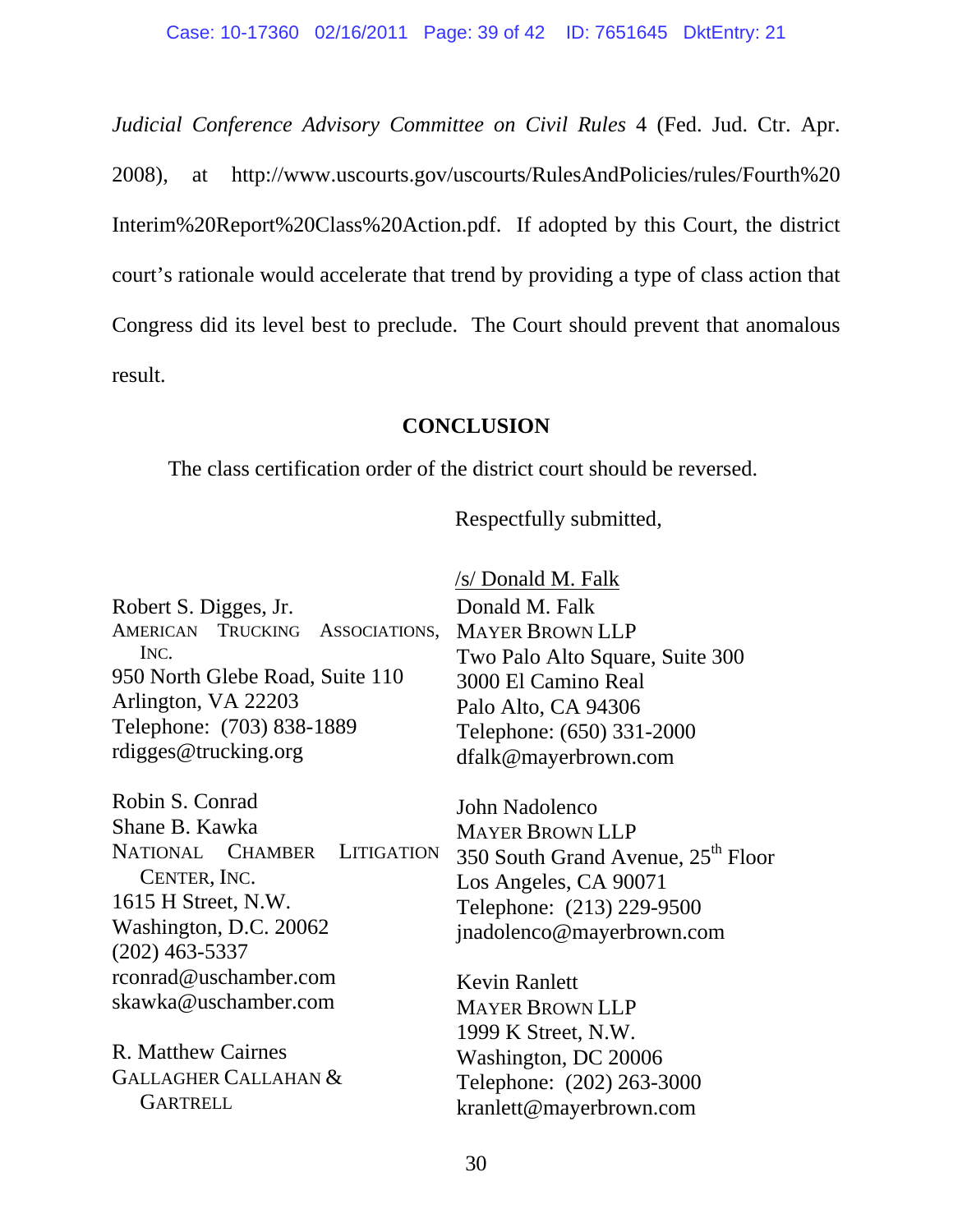*Judicial Conference Advisory Committee on Civil Rules* 4 (Fed. Jud. Ctr. Apr. 2008), at http://www.uscourts.gov/uscourts/RulesAndPolicies/rules/Fourth%20 Interim%20Report%20Class%20Action.pdf. If adopted by this Court, the district court's rationale would accelerate that trend by providing a type of class action that Congress did its level best to preclude. The Court should prevent that anomalous result.

## CONCLUSION

The class certification order of the district court should be reversed.

Respectfully submitted,

/s/ Donald M. Falk

Donald M. Falk
MAYER BROWN LLP
Two Palo Alto Square, Suite 300
3000 El Camino Real
Palo Alto, CA 94306
Telephone: (650) 331-2000
dfalk@mayerbrown.com

John Nadolenco
MAYER BROWN LLP
350 South Grand Avenue, 25th Floor
Los Angeles, CA 90071
Telephone: (213) 229-9500
jnadolenco@mayerbrown.com

Kevin Ranlett
MAYER BROWN LLP
1999 K Street, N.W.
Washington, DC 20006
Telephone: (202) 263-3000
kranlett@mayerbrown.com

Robert S. Digges, Jr.
AMERICAN TRUCKING ASSOCIATIONS, INC.
950 North Glebe Road, Suite 110
Arlington, VA 22203
Telephone: (703) 838-1889
rdigges@trucking.org

Robin S. Conrad
Shane B. Kawka
NATIONAL CHAMBER LITIGATION CENTER, INC.
1615 H Street, N.W.
Washington, D.C. 20062
(202) 463-5337
rconrad@uschamber.com
skawka@uschamber.com

R. Matthew Cairnes
GALLAGHER CALLAHAN & GARTRELL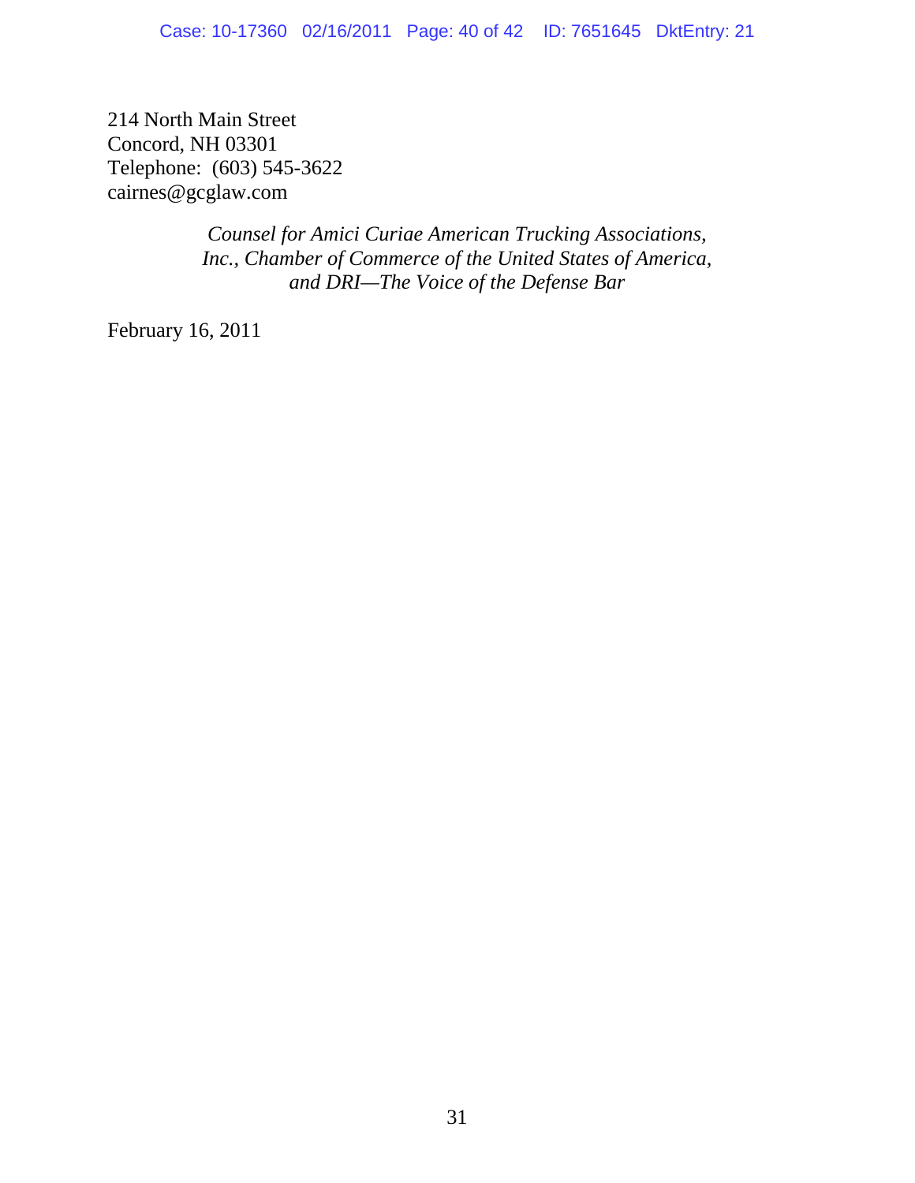214 North Main Street
Concord, NH 03301
Telephone: (603) 545-3622
cairnes@gcglaw.com

*Counsel for Amici Curiae American Trucking Associations, Inc., Chamber of Commerce of the United States of America, and DRI—The Voice of the Defense Bar*

February 16, 2011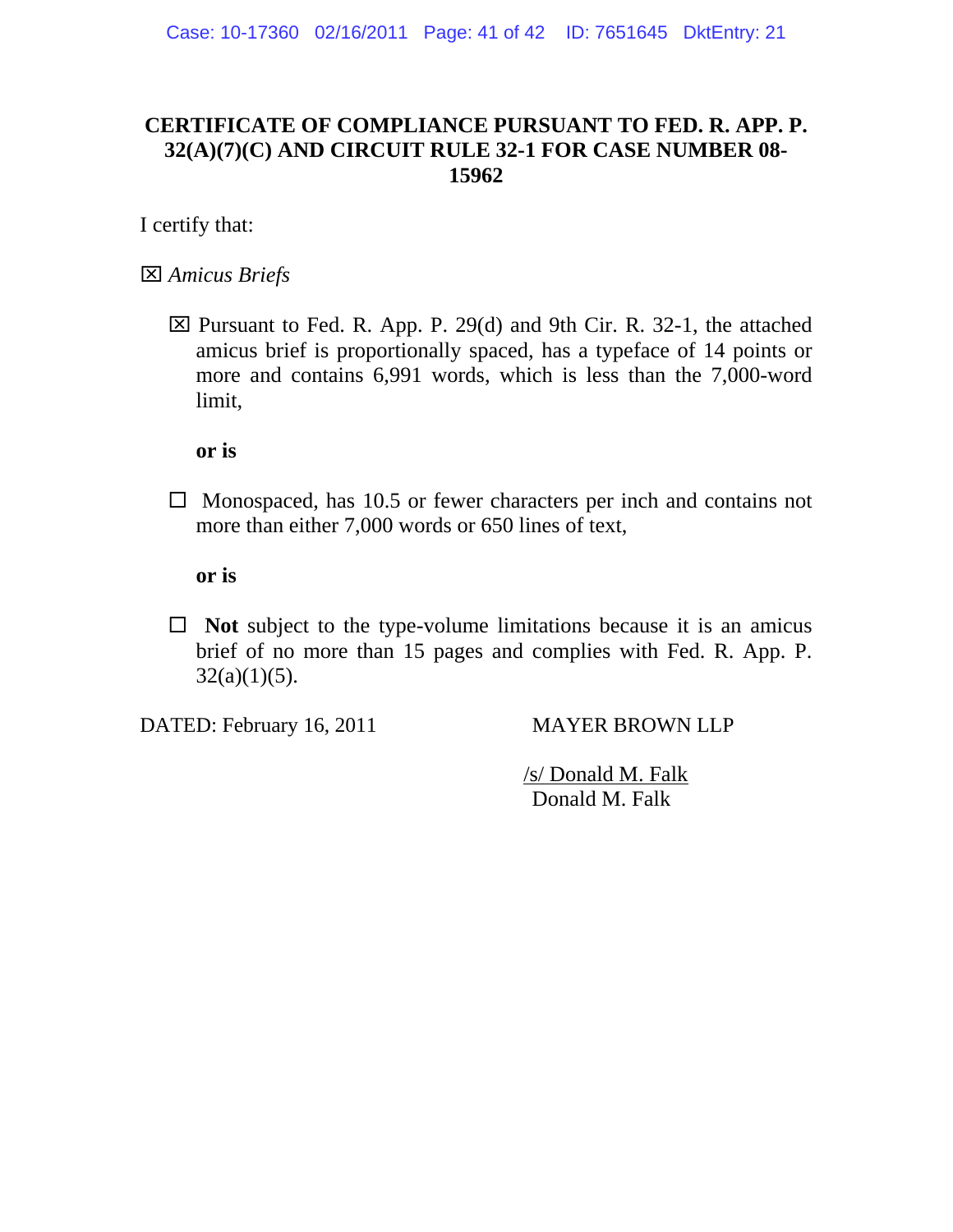**CERTIFICATE OF COMPLIANCE PURSUANT TO FED. R. APP. P. 32(A)(7)(C) AND CIRCUIT RULE 32-1 FOR CASE NUMBER 08-15962**

I certify that:

☒ *Amicus Briefs*

☒ Pursuant to Fed. R. App. P. 29(d) and 9th Cir. R. 32-1, the attached amicus brief is proportionally spaced, has a typeface of 14 points or more and contains 6,991 words, which is less than the 7,000-word limit,

**or is**

☐ Monospaced, has 10.5 or fewer characters per inch and contains not more than either 7,000 words or 650 lines of text,

**or is**

☐ **Not** subject to the type-volume limitations because it is an amicus brief of no more than 15 pages and complies with Fed. R. App. P. 32(a)(1)(5).

DATED: February 16, 2011

MAYER BROWN LLP

/s/ Donald M. Falk
Donald M. Falk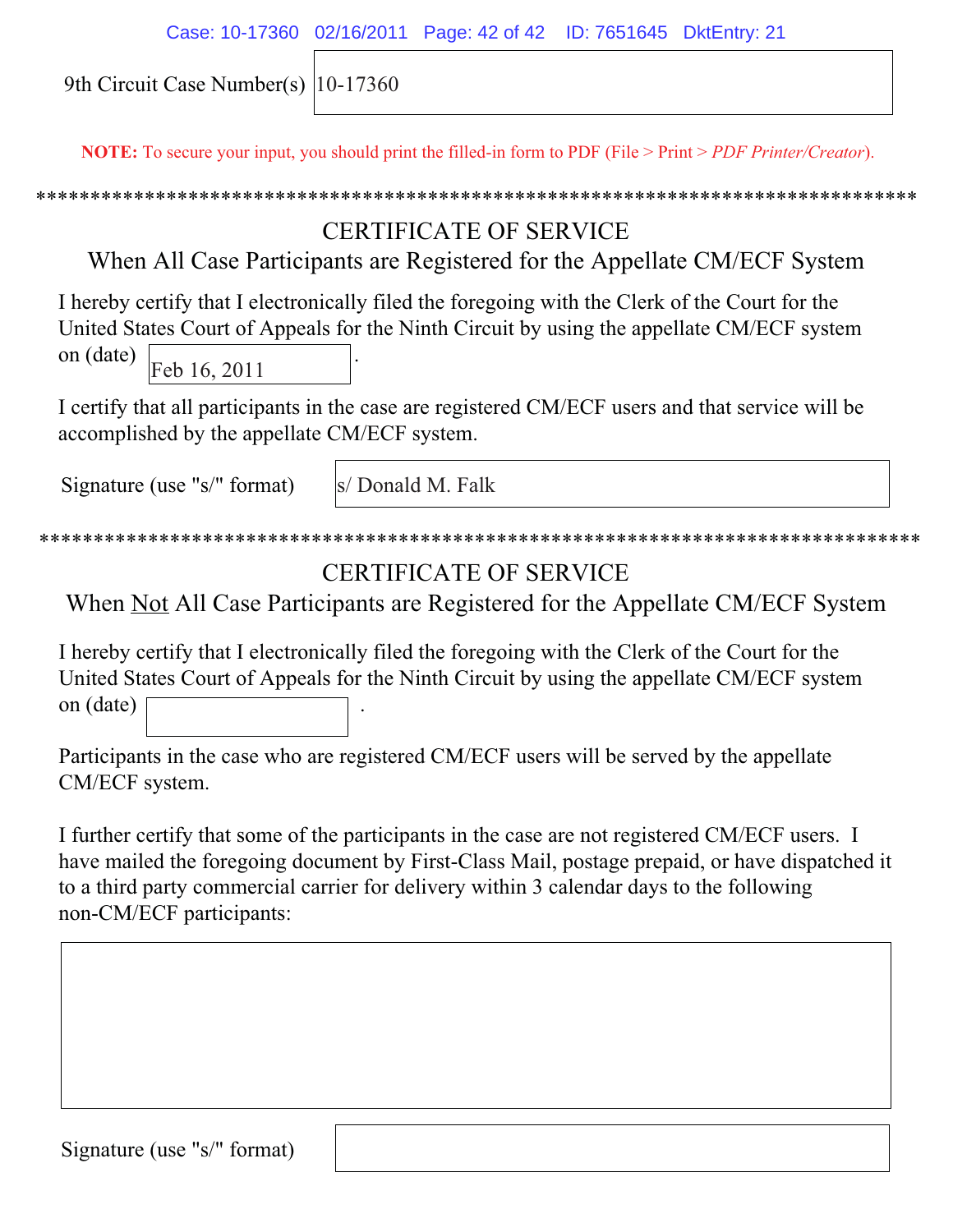9th Circuit Case Number(s) 10-17360

**NOTE:** To secure your input, you should print the filled-in form to PDF (File > Print > *PDF Printer/Creator*).

*********************************************************************************

## CERTIFICATE OF SERVICE
### When All Case Participants are Registered for the Appellate CM/ECF System

I hereby certify that I electronically filed the foregoing with the Clerk of the Court for the United States Court of Appeals for the Ninth Circuit by using the appellate CM/ECF system on (date) Feb 16, 2011 .

I certify that all participants in the case are registered CM/ECF users and that service will be accomplished by the appellate CM/ECF system.

Signature (use "s/" format) s/ Donald M. Falk

*********************************************************************************

## CERTIFICATE OF SERVICE
### When Not All Case Participants are Registered for the Appellate CM/ECF System

I hereby certify that I electronically filed the foregoing with the Clerk of the Court for the United States Court of Appeals for the Ninth Circuit by using the appellate CM/ECF system on (date) .

Participants in the case who are registered CM/ECF users will be served by the appellate CM/ECF system.

I further certify that some of the participants in the case are not registered CM/ECF users. I have mailed the foregoing document by First-Class Mail, postage prepaid, or have dispatched it to a third party commercial carrier for delivery within 3 calendar days to the following non-CM/ECF participants:

Signature (use "s/" format)